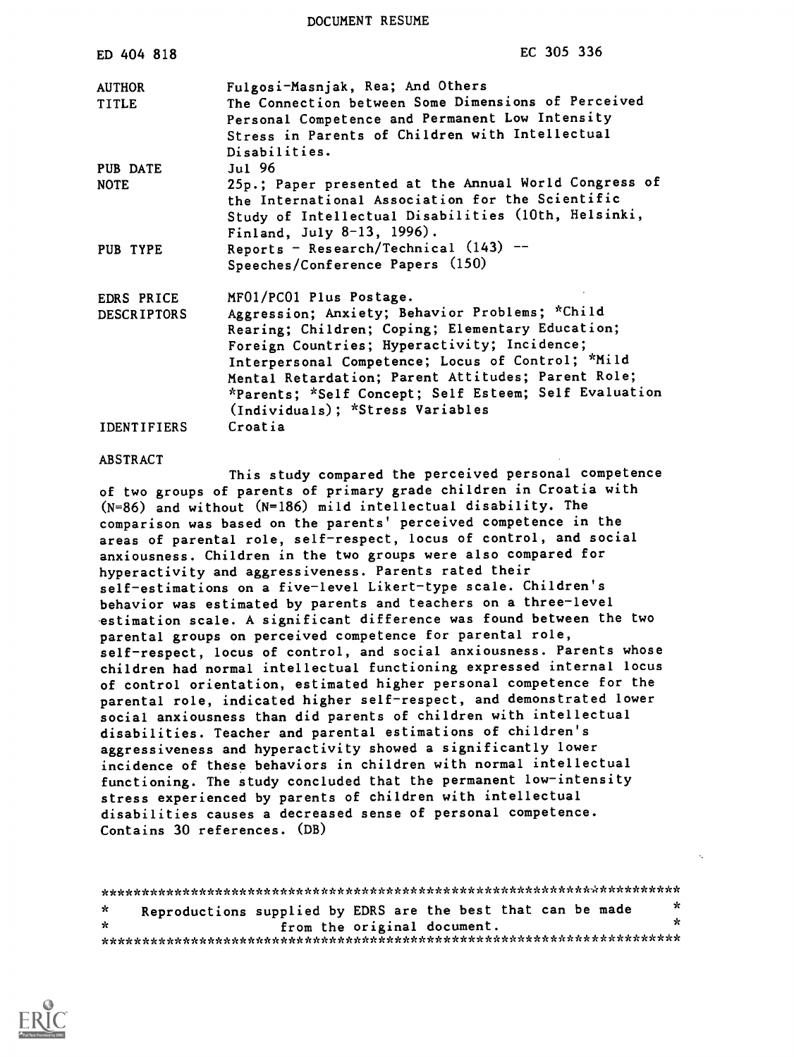DOCUMENT RESUME

| | |
|---|---|
| ED 404 818 | EC 305 336 |
| AUTHOR | Fulgosi-Masnjak, Rea; And Others |
| TITLE | The Connection between Some Dimensions of Perceived Personal Competence and Permanent Low Intensity Stress in Parents of Children with Intellectual Disabilities. |
| PUB DATE | Jul 96 |
| NOTE | 25p.; Paper presented at the Annual World Congress of the International Association for the Scientific Study of Intellectual Disabilities (10th, Helsinki, Finland, July 8-13, 1996). |
| PUB TYPE | Reports - Research/Technical (143) -- Speeches/Conference Papers (150) |
| EDRS PRICE | MF01/PC01 Plus Postage. |
| DESCRIPTORS | Aggression; Anxiety; Behavior Problems; *Child Rearing; Children; Coping; Elementary Education; Foreign Countries; Hyperactivity; Incidence; Interpersonal Competence; Locus of Control; *Mild Mental Retardation; Parent Attitudes; Parent Role; *Parents; *Self Concept; Self Esteem; Self Evaluation (Individuals); *Stress Variables |
| IDENTIFIERS | Croatia |

ABSTRACT

This study compared the perceived personal competence of two groups of parents of primary grade children in Croatia with (N=86) and without (N=186) mild intellectual disability. The comparison was based on the parents' perceived competence in the areas of parental role, self-respect, locus of control, and social anxiousness. Children in the two groups were also compared for hyperactivity and aggressiveness. Parents rated their self-estimations on a five-level Likert-type scale. Children's behavior was estimated by parents and teachers on a three-level estimation scale. A significant difference was found between the two parental groups on perceived competence for parental role, self-respect, locus of control, and social anxiousness. Parents whose children had normal intellectual functioning expressed internal locus of control orientation, estimated higher personal competence for the parental role, indicated higher self-respect, and demonstrated lower social anxiousness than did parents of children with intellectual disabilities. Teacher and parental estimations of children's aggressiveness and hyperactivity showed a significantly lower incidence of these behaviors in children with normal intellectual functioning. The study concluded that the permanent low-intensity stress experienced by parents of children with intellectual disabilities causes a decreased sense of personal competence. Contains 30 references. (DB)

***********************************************************************
* Reproductions supplied by EDRS are the best that can be made *
* from the original document. *
***********************************************************************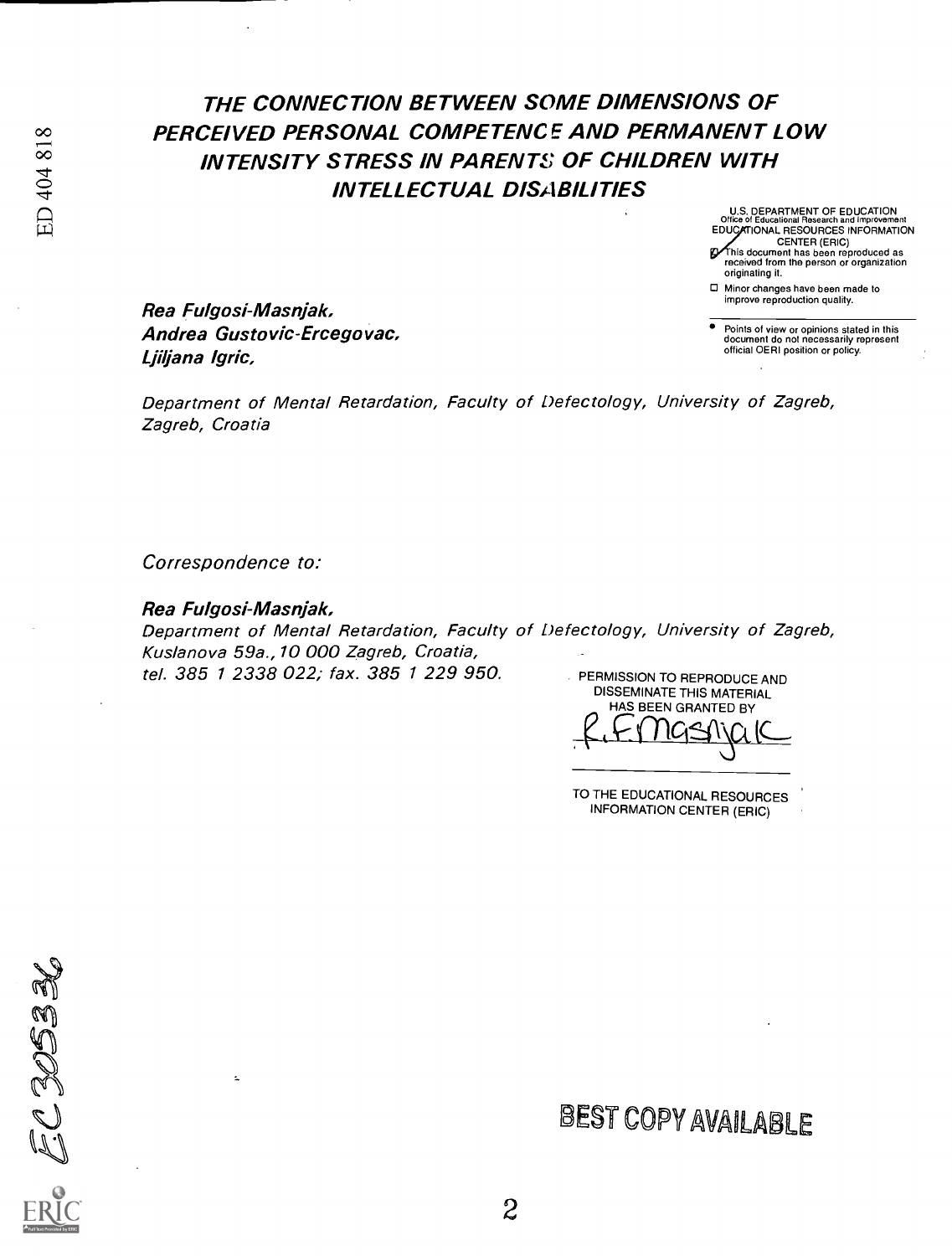# *THE CONNECTION BETWEEN SOME DIMENSIONS OF PERCEIVED PERSONAL COMPETENCE AND PERMANENT LOW INTENSITY STRESS IN PARENTS OF CHILDREN WITH INTELLECTUAL DISABILITIES*

U.S. DEPARTMENT OF EDUCATION
Office of Educational Research and Improvement
EDUCATIONAL RESOURCES INFORMATION CENTER (ERIC)

☑ This document has been reproduced as received from the person or organization originating it.

☐ Minor changes have been made to improve reproduction quality.

- Points of view or opinions stated in this document do not necessarily represent official OERI position or policy.

***Rea Fulgosi-Masnjak,***
***Andrea Gustovic-Ercegovac,***
***Ljiljana Igric,***

*Department of Mental Retardation, Faculty of Defectology, University of Zagreb, Zagreb, Croatia*

*Correspondence to:*

***Rea Fulgosi-Masnjak,***
*Department of Mental Retardation, Faculty of Defectology, University of Zagreb, Kuslanova 59a., 10 000 Zagreb, Croatia,*
*tel. 385 1 2338 022; fax. 385 1 229 950.*

PERMISSION TO REPRODUCE AND DISSEMINATE THIS MATERIAL HAS BEEN GRANTED BY

R.F.Masnjak

TO THE EDUCATIONAL RESOURCES INFORMATION CENTER (ERIC)

BEST COPY AVAILABLE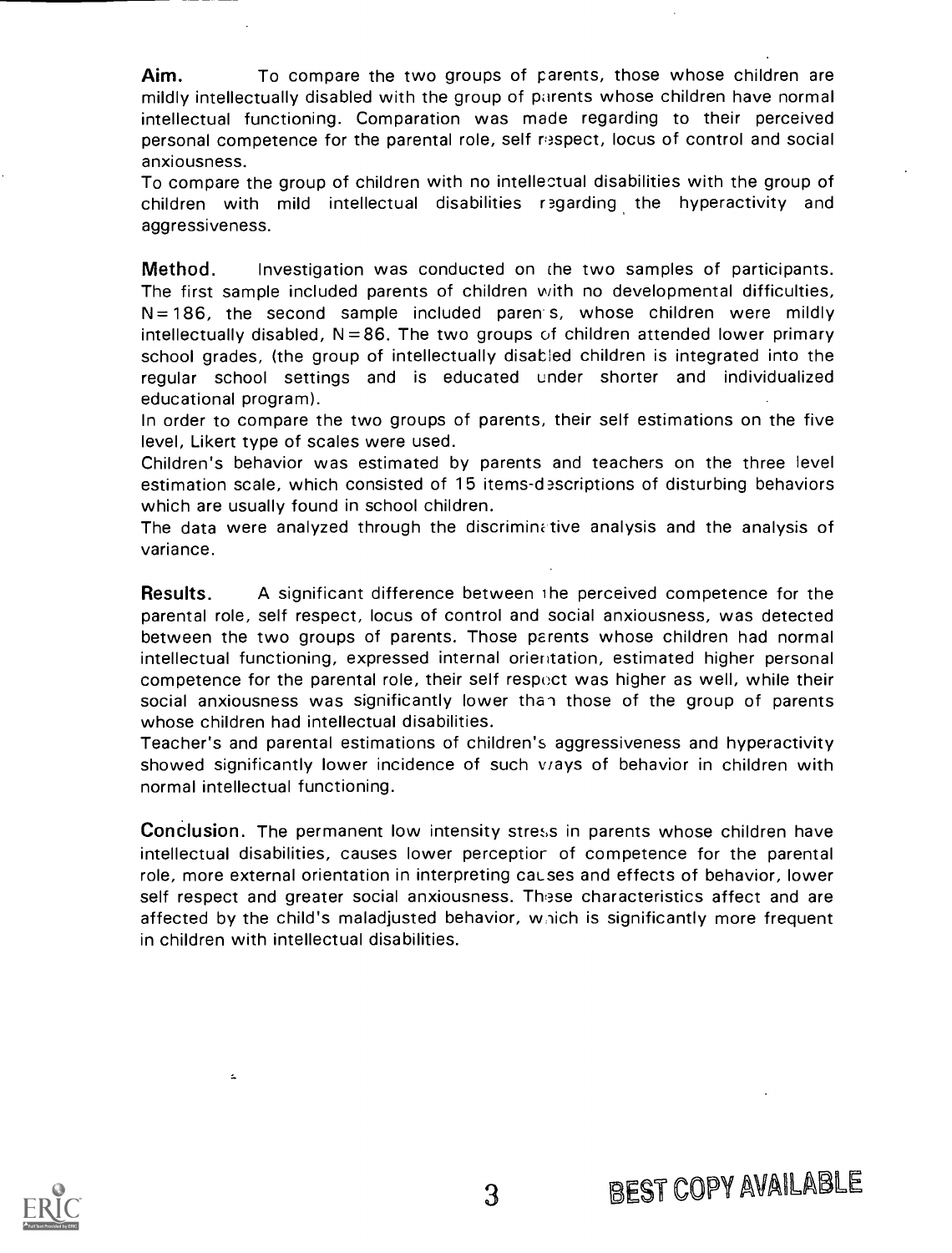**Aim.** To compare the two groups of parents, those whose children are mildly intellectually disabled with the group of parents whose children have normal intellectual functioning. Comparation was made regarding to their perceived personal competence for the parental role, self respect, locus of control and social anxiousness.

To compare the group of children with no intellectual disabilities with the group of children with mild intellectual disabilities regarding the hyperactivity and aggressiveness.

**Method.** Investigation was conducted on the two samples of participants. The first sample included parents of children with no developmental difficulties, N=186, the second sample included parents, whose children were mildly intellectually disabled, N=86. The two groups of children attended lower primary school grades, (the group of intellectually disabled children is integrated into the regular school settings and is educated under shorter and individualized educational program).

In order to compare the two groups of parents, their self estimations on the five level, Likert type of scales were used.

Children's behavior was estimated by parents and teachers on the three level estimation scale, which consisted of 15 items-descriptions of disturbing behaviors which are usually found in school children.

The data were analyzed through the discriminative analysis and the analysis of variance.

**Results.** A significant difference between the perceived competence for the parental role, self respect, locus of control and social anxiousness, was detected between the two groups of parents. Those parents whose children had normal intellectual functioning, expressed internal orientation, estimated higher personal competence for the parental role, their self respect was higher as well, while their social anxiousness was significantly lower than those of the group of parents whose children had intellectual disabilities.

Teacher's and parental estimations of children's aggressiveness and hyperactivity showed significantly lower incidence of such ways of behavior in children with normal intellectual functioning.

**Conclusion.** The permanent low intensity stress in parents whose children have intellectual disabilities, causes lower perception of competence for the parental role, more external orientation in interpreting causes and effects of behavior, lower self respect and greater social anxiousness. These characteristics affect and are affected by the child's maladjusted behavior, which is significantly more frequent in children with intellectual disabilities.

BEST COPY AVAILABLE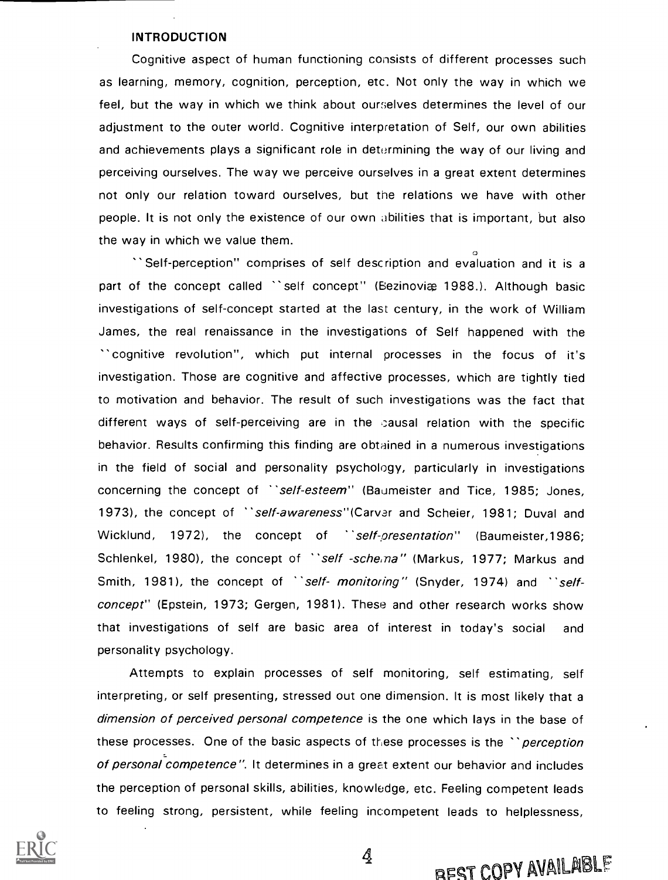## INTRODUCTION

Cognitive aspect of human functioning consists of different processes such as learning, memory, cognition, perception, etc. Not only the way in which we feel, but the way in which we think about ourselves determines the level of our adjustment to the outer world. Cognitive interpretation of Self, our own abilities and achievements plays a significant role in determining the way of our living and perceiving ourselves. The way we perceive ourselves in a great extent determines not only our relation toward ourselves, but the relations we have with other people. It is not only the existence of our own abilities that is important, but also the way in which we value them.

``Self-perception'' comprises of self description and evaluation and it is a part of the concept called ``self concept'' (Bezinoviæ 1988.). Although basic investigations of self-concept started at the last century, in the work of William James, the real renaissance in the investigations of Self happened with the ``cognitive revolution'', which put internal processes in the focus of it's investigation. Those are cognitive and affective processes, which are tightly tied to motivation and behavior. The result of such investigations was the fact that different ways of self-perceiving are in the causal relation with the specific behavior. Results confirming this finding are obtained in a numerous investigations in the field of social and personality psychology, particularly in investigations concerning the concept of ``*self-esteem*'' (Baumeister and Tice, 1985; Jones, 1973), the concept of ``*self-awareness*''(Carver and Scheier, 1981; Duval and Wicklund, 1972), the concept of ``*self-presentation*'' (Baumeister,1986; Schlenkel, 1980), the concept of ``*self -schema*'' (Markus, 1977; Markus and Smith, 1981), the concept of ``*self- monitoring*'' (Snyder, 1974) and ``*self-concept*'' (Epstein, 1973; Gergen, 1981). These and other research works show that investigations of self are basic area of interest in today's social and personality psychology.

Attempts to explain processes of self monitoring, self estimating, self interpreting, or self presenting, stressed out one dimension. It is most likely that a *dimension of perceived personal competence* is the one which lays in the base of these processes. One of the basic aspects of these processes is the ``*perception of personal competence*''. It determines in a great extent our behavior and includes the perception of personal skills, abilities, knowledge, etc. Feeling competent leads to feeling strong, persistent, while feeling incompetent leads to helplessness,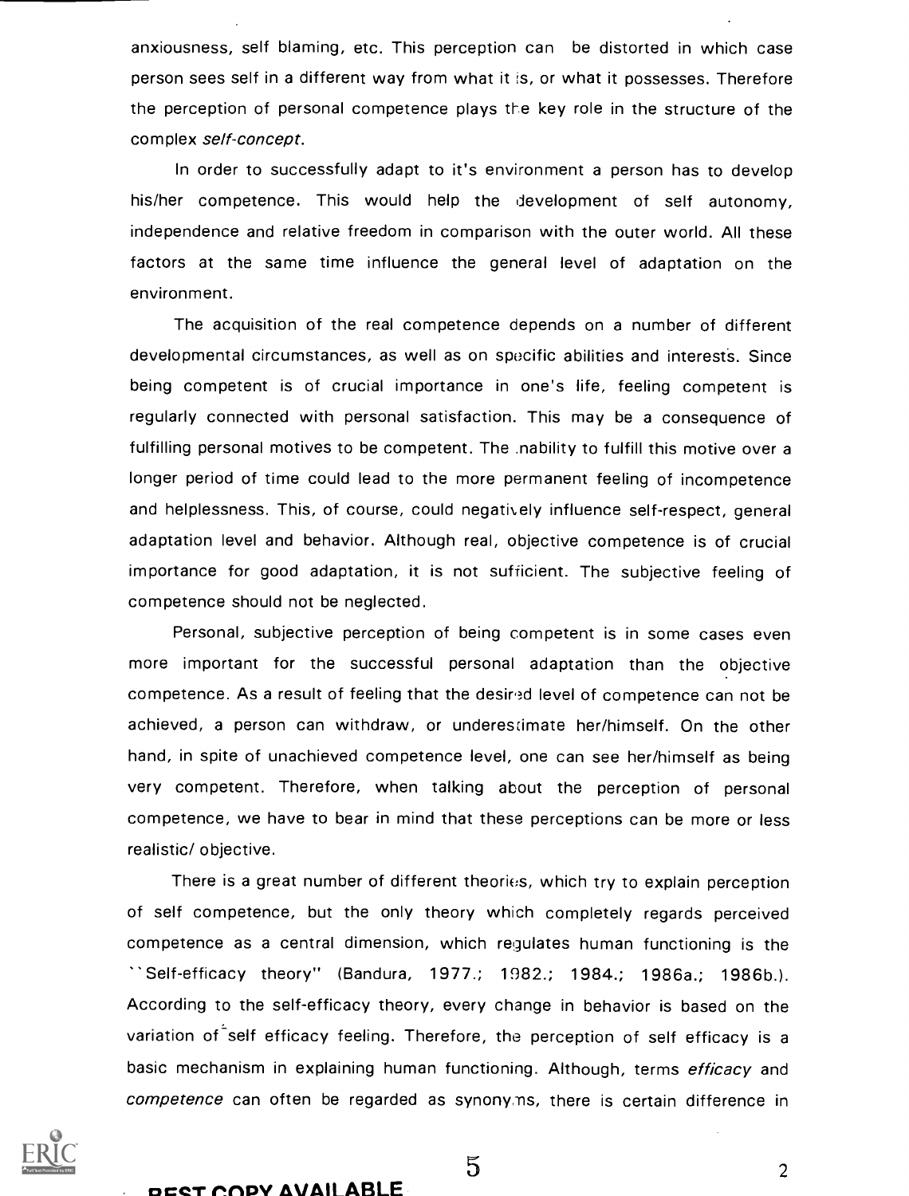anxiousness, self blaming, etc. This perception can be distorted in which case person sees self in a different way from what it is, or what it possesses. Therefore the perception of personal competence plays the key role in the structure of the complex *self-concept*.

In order to successfully adapt to it's environment a person has to develop his/her competence. This would help the development of self autonomy, independence and relative freedom in comparison with the outer world. All these factors at the same time influence the general level of adaptation on the environment.

The acquisition of the real competence depends on a number of different developmental circumstances, as well as on specific abilities and interests. Since being competent is of crucial importance in one's life, feeling competent is regularly connected with personal satisfaction. This may be a consequence of fulfilling personal motives to be competent. The inability to fulfill this motive over a longer period of time could lead to the more permanent feeling of incompetence and helplessness. This, of course, could negatively influence self-respect, general adaptation level and behavior. Although real, objective competence is of crucial importance for good adaptation, it is not sufficient. The subjective feeling of competence should not be neglected.

Personal, subjective perception of being competent is in some cases even more important for the successful personal adaptation than the objective competence. As a result of feeling that the desired level of competence can not be achieved, a person can withdraw, or underestimate her/himself. On the other hand, in spite of unachieved competence level, one can see her/himself as being very competent. Therefore, when talking about the perception of personal competence, we have to bear in mind that these perceptions can be more or less realistic/ objective.

There is a great number of different theories, which try to explain perception of self competence, but the only theory which completely regards perceived competence as a central dimension, which regulates human functioning is the ``Self-efficacy theory'' (Bandura, 1977.; 1982.; 1984.; 1986a.; 1986b.). According to the self-efficacy theory, every change in behavior is based on the variation of self efficacy feeling. Therefore, the perception of self efficacy is a basic mechanism in explaining human functioning. Although, terms *efficacy* and *competence* can often be regarded as synonyms, there is certain difference in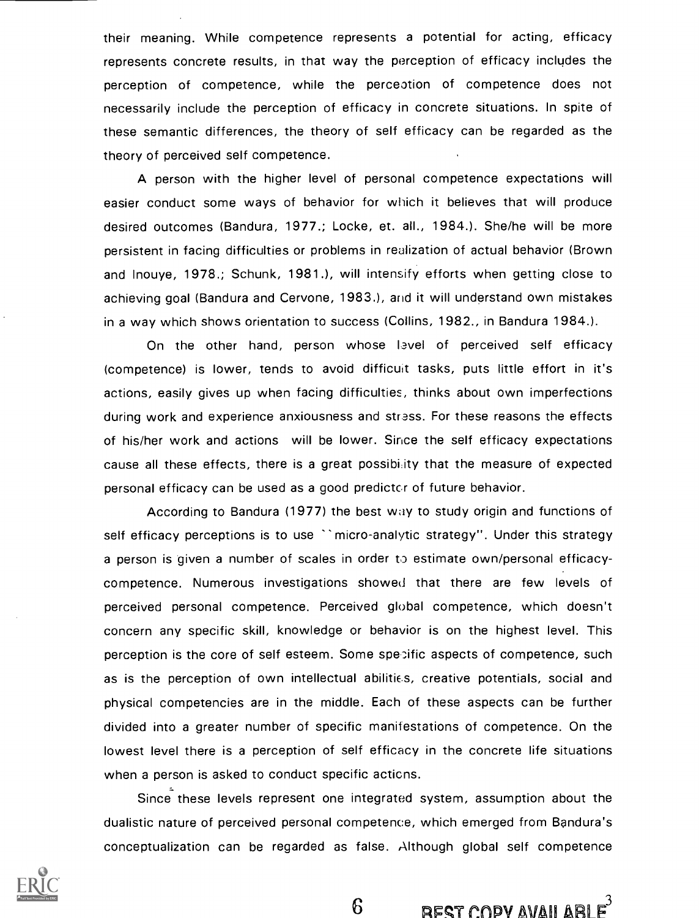their meaning. While competence represents a potential for acting, efficacy represents concrete results, in that way the perception of efficacy includes the perception of competence, while the perception of competence does not necessarily include the perception of efficacy in concrete situations. In spite of these semantic differences, the theory of self efficacy can be regarded as the theory of perceived self competence.

A person with the higher level of personal competence expectations will easier conduct some ways of behavior for which it believes that will produce desired outcomes (Bandura, 1977.; Locke, et. all., 1984.). She/he will be more persistent in facing difficulties or problems in realization of actual behavior (Brown and Inouye, 1978.; Schunk, 1981.), will intensify efforts when getting close to achieving goal (Bandura and Cervone, 1983.), and it will understand own mistakes in a way which shows orientation to success (Collins, 1982., in Bandura 1984.).

On the other hand, person whose level of perceived self efficacy (competence) is lower, tends to avoid difficult tasks, puts little effort in it's actions, easily gives up when facing difficulties, thinks about own imperfections during work and experience anxiousness and stress. For these reasons the effects of his/her work and actions will be lower. Since the self efficacy expectations cause all these effects, there is a great possibility that the measure of expected personal efficacy can be used as a good predictor of future behavior.

According to Bandura (1977) the best way to study origin and functions of self efficacy perceptions is to use ``micro-analytic strategy". Under this strategy a person is given a number of scales in order to estimate own/personal efficacy-competence. Numerous investigations showed that there are few levels of perceived personal competence. Perceived global competence, which doesn't concern any specific skill, knowledge or behavior is on the highest level. This perception is the core of self esteem. Some specific aspects of competence, such as is the perception of own intellectual abilities, creative potentials, social and physical competencies are in the middle. Each of these aspects can be further divided into a greater number of specific manifestations of competence. On the lowest level there is a perception of self efficacy in the concrete life situations when a person is asked to conduct specific actions.

Since these levels represent one integrated system, assumption about the dualistic nature of perceived personal competence, which emerged from Bandura's conceptualization can be regarded as false. Although global self competence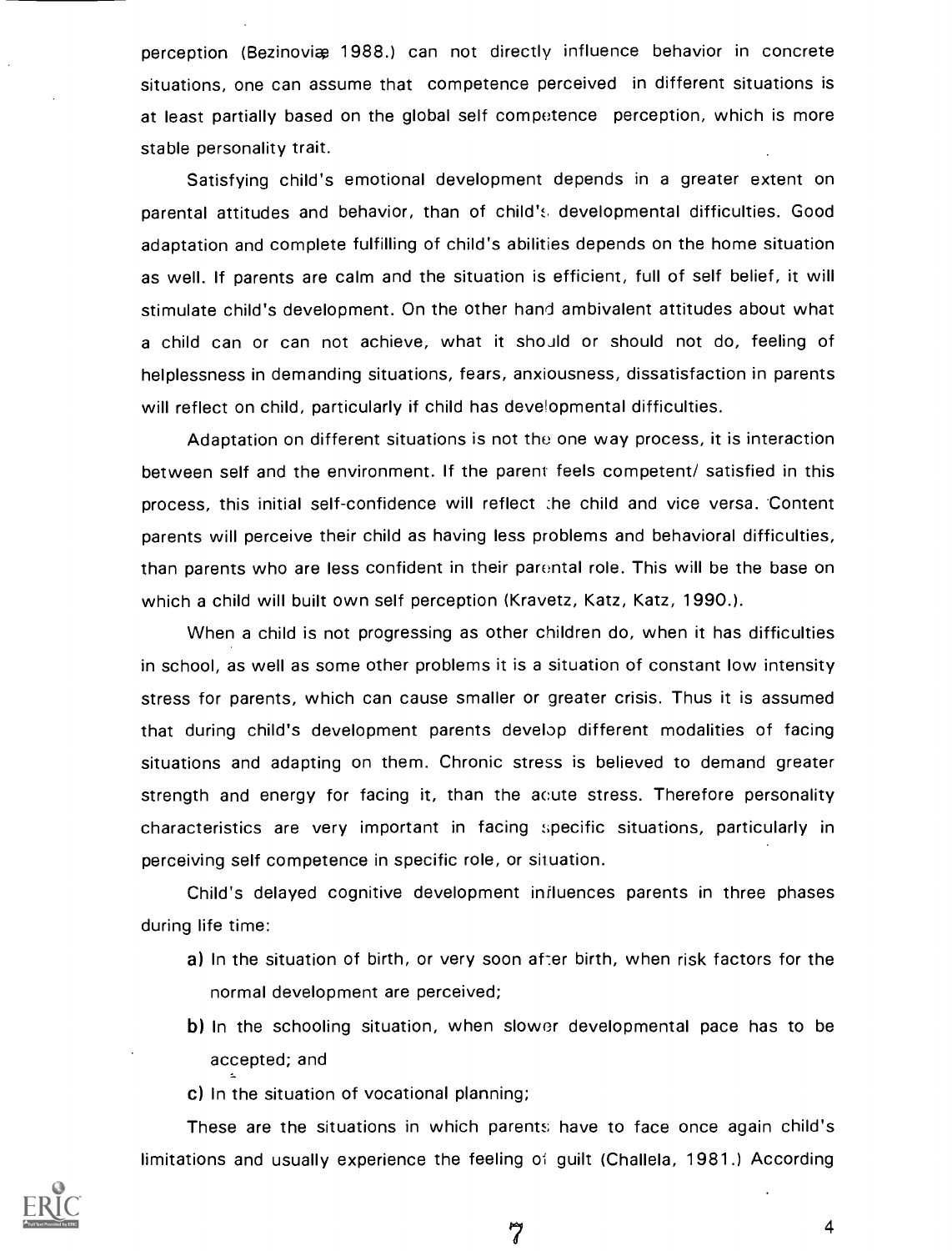perception (Bezinoviæ 1988.) can not directly influence behavior in concrete situations, one can assume that competence perceived in different situations is at least partially based on the global self competence perception, which is more stable personality trait.

Satisfying child's emotional development depends in a greater extent on parental attitudes and behavior, than of child's developmental difficulties. Good adaptation and complete fulfilling of child's abilities depends on the home situation as well. If parents are calm and the situation is efficient, full of self belief, it will stimulate child's development. On the other hand ambivalent attitudes about what a child can or can not achieve, what it should or should not do, feeling of helplessness in demanding situations, fears, anxiousness, dissatisfaction in parents will reflect on child, particularly if child has developmental difficulties.

Adaptation on different situations is not the one way process, it is interaction between self and the environment. If the parent feels competent/ satisfied in this process, this initial self-confidence will reflect the child and vice versa. Content parents will perceive their child as having less problems and behavioral difficulties, than parents who are less confident in their parental role. This will be the base on which a child will built own self perception (Kravetz, Katz, Katz, 1990.).

When a child is not progressing as other children do, when it has difficulties in school, as well as some other problems it is a situation of constant low intensity stress for parents, which can cause smaller or greater crisis. Thus it is assumed that during child's development parents develop different modalities of facing situations and adapting on them. Chronic stress is believed to demand greater strength and energy for facing it, than the acute stress. Therefore personality characteristics are very important in facing specific situations, particularly in perceiving self competence in specific role, or situation.

Child's delayed cognitive development influences parents in three phases during life time:

**a)** In the situation of birth, or very soon after birth, when risk factors for the normal development are perceived;

**b)** In the schooling situation, when slower developmental pace has to be accepted; and

**c)** In the situation of vocational planning;

These are the situations in which parents have to face once again child's limitations and usually experience the feeling of guilt (Challela, 1981.) According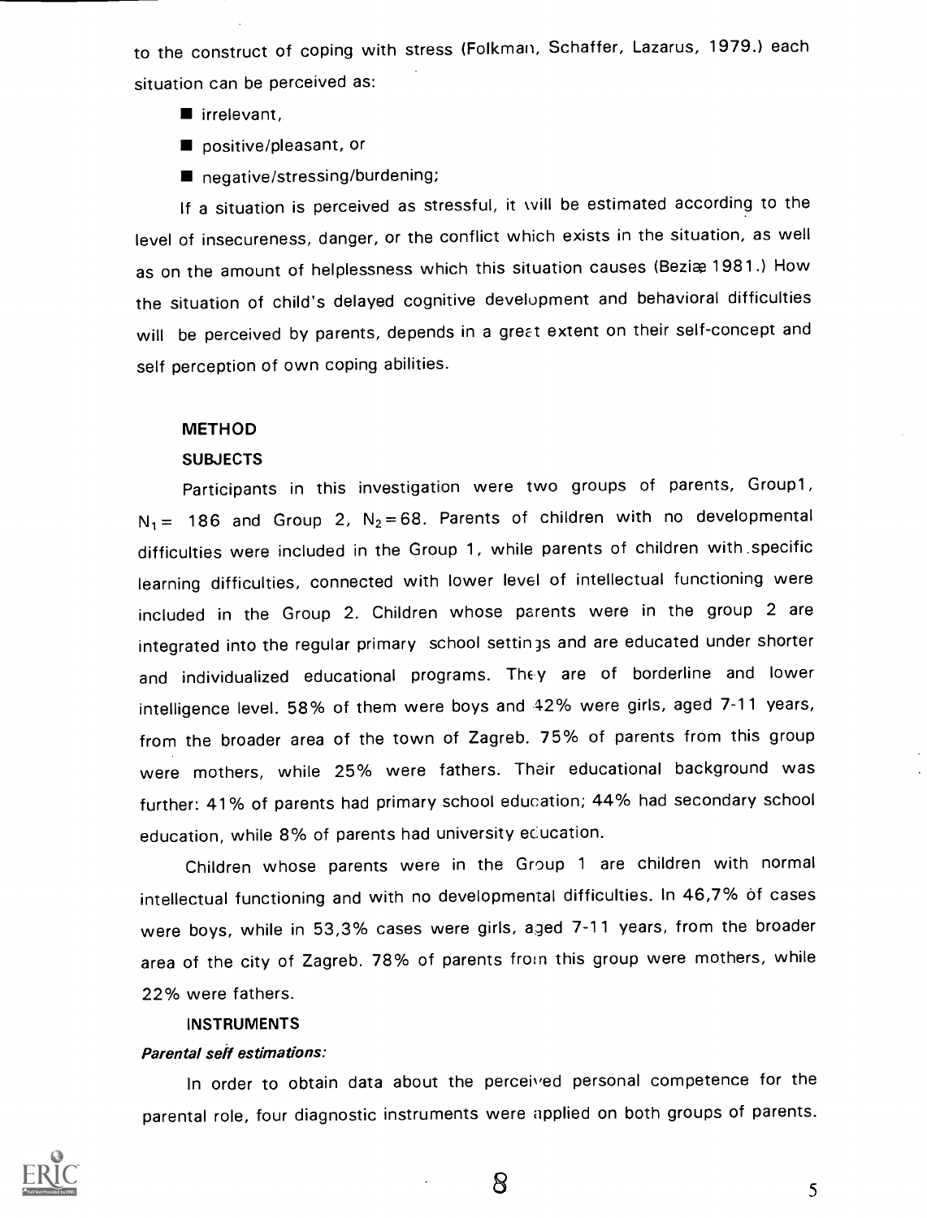to the construct of coping with stress (Folkman, Schaffer, Lazarus, 1979.) each situation can be perceived as:

- irrelevant,
- positive/pleasant, or
- negative/stressing/burdening;

If a situation is perceived as stressful, it will be estimated according to the level of insecureness, danger, or the conflict which exists in the situation, as well as on the amount of helplessness which this situation causes (Beziæ 1981.) How the situation of child's delayed cognitive development and behavioral difficulties will be perceived by parents, depends in a great extent on their self-concept and self perception of own coping abilities.

## METHOD

### SUBJECTS

Participants in this investigation were two groups of parents, Group1, $N_1 = 186$ and Group 2, $N_2 = 68$. Parents of children with no developmental difficulties were included in the Group 1, while parents of children with specific learning difficulties, connected with lower level of intellectual functioning were included in the Group 2. Children whose parents were in the group 2 are integrated into the regular primary school settings and are educated under shorter and individualized educational programs. They are of borderline and lower intelligence level. 58% of them were boys and 42% were girls, aged 7-11 years, from the broader area of the town of Zagreb. 75% of parents from this group were mothers, while 25% were fathers. Their educational background was further: 41% of parents had primary school education; 44% had secondary school education, while 8% of parents had university education.

Children whose parents were in the Group 1 are children with normal intellectual functioning and with no developmental difficulties. In 46,7% of cases were boys, while in 53,3% cases were girls, aged 7-11 years, from the broader area of the city of Zagreb. 78% of parents from this group were mothers, while 22% were fathers.

### INSTRUMENTS

***Parental self estimations:***

In order to obtain data about the perceived personal competence for the parental role, four diagnostic instruments were applied on both groups of parents.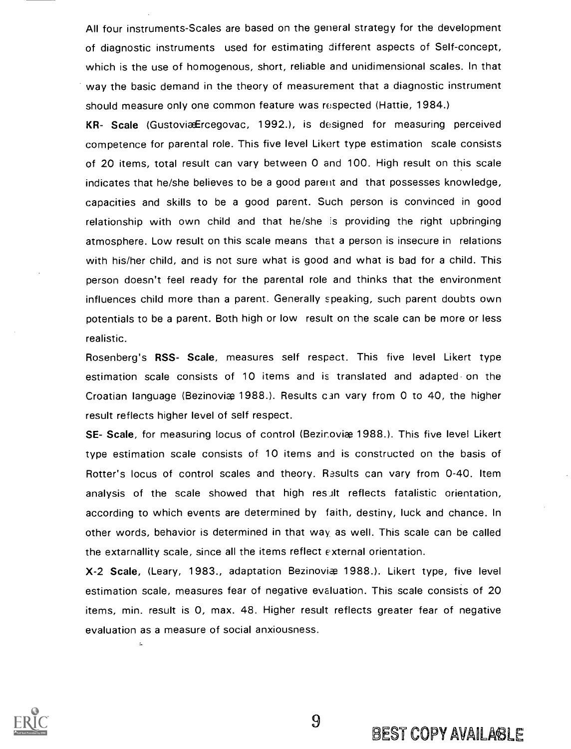All four instruments-Scales are based on the general strategy for the development of diagnostic instruments used for estimating different aspects of Self-concept, which is the use of homogenous, short, reliable and unidimensional scales. In that way the basic demand in the theory of measurement that a diagnostic instrument should measure only one common feature was respected (Hattie, 1984.)

**KR- Scale** (GustoviæErcegovac, 1992.), is designed for measuring perceived competence for parental role. This five level Likert type estimation scale consists of 20 items, total result can vary between 0 and 100. High result on this scale indicates that he/she believes to be a good parent and that possesses knowledge, capacities and skills to be a good parent. Such person is convinced in good relationship with own child and that he/she is providing the right upbringing atmosphere. Low result on this scale means that a person is insecure in relations with his/her child, and is not sure what is good and what is bad for a child. This person doesn't feel ready for the parental role and thinks that the environment influences child more than a parent. Generally speaking, such parent doubts own potentials to be a parent. Both high or low result on the scale can be more or less realistic.

Rosenberg's **RSS- Scale**, measures self respect. This five level Likert type estimation scale consists of 10 items and is translated and adapted on the Croatian language (Bezinoviæ 1988.). Results can vary from 0 to 40, the higher result reflects higher level of self respect.

**SE- Scale**, for measuring locus of control (Bezinoviæ 1988.). This five level Likert type estimation scale consists of 10 items and is constructed on the basis of Rotter's locus of control scales and theory. Results can vary from 0-40. Item analysis of the scale showed that high result reflects fatalistic orientation, according to which events are determined by faith, destiny, luck and chance. In other words, behavior is determined in that way as well. This scale can be called the extarnallity scale, since all the items reflect external orientation.

**X-2 Scale**, (Leary, 1983., adaptation Bezinoviæ 1988.). Likert type, five level estimation scale, measures fear of negative evaluation. This scale consists of 20 items, min. result is 0, max. 48. Higher result reflects greater fear of negative evaluation as a measure of social anxiousness.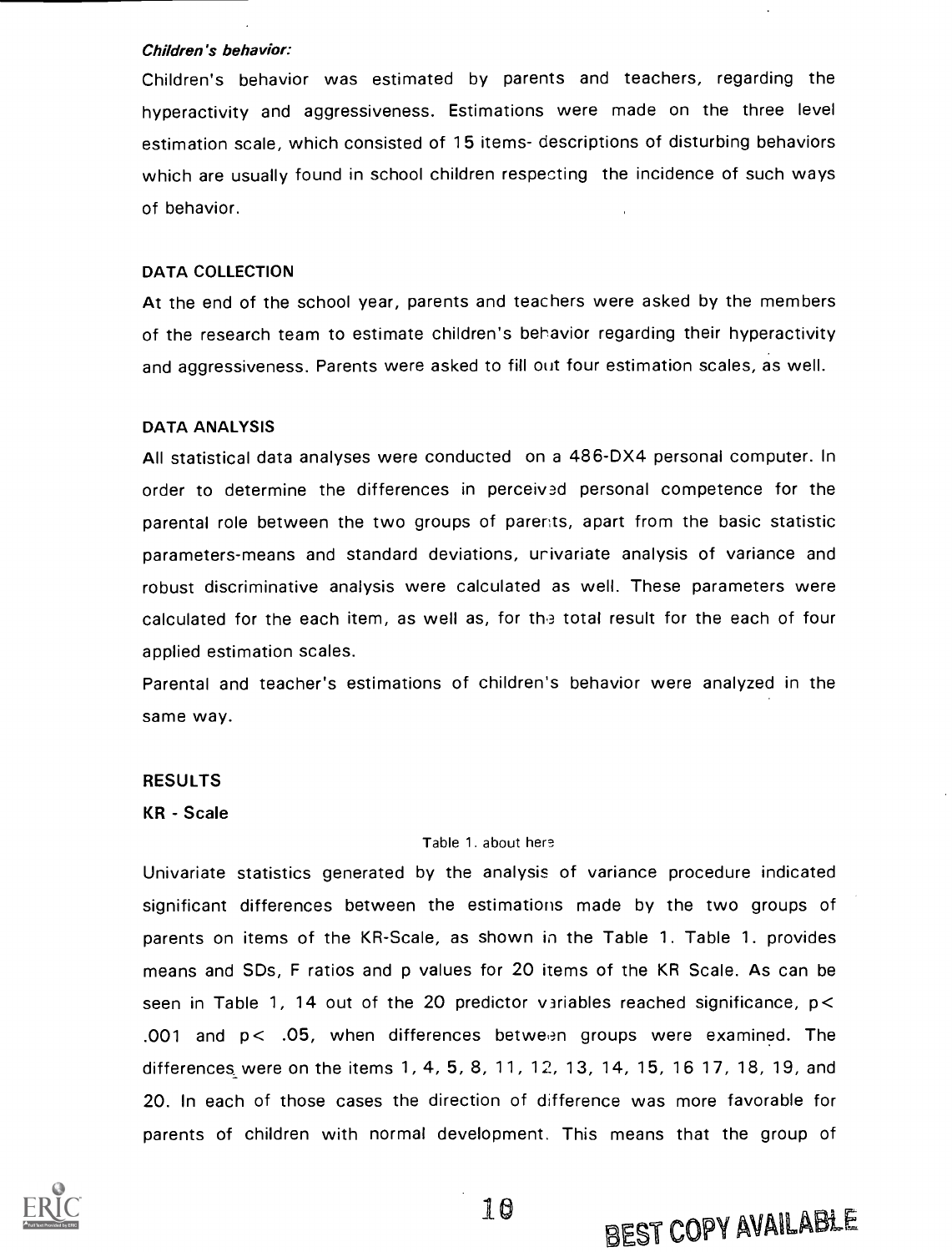*Children's behavior:*

Children's behavior was estimated by parents and teachers, regarding the hyperactivity and aggressiveness. Estimations were made on the three level estimation scale, which consisted of 15 items- descriptions of disturbing behaviors which are usually found in school children respecting the incidence of such ways of behavior.

### DATA COLLECTION

At the end of the school year, parents and teachers were asked by the members of the research team to estimate children's behavior regarding their hyperactivity and aggressiveness. Parents were asked to fill out four estimation scales, as well.

### DATA ANALYSIS

All statistical data analyses were conducted on a 486-DX4 personal computer. In order to determine the differences in perceived personal competence for the parental role between the two groups of parents, apart from the basic statistic parameters-means and standard deviations, univariate analysis of variance and robust discriminative analysis were calculated as well. These parameters were calculated for the each item, as well as, for the total result for the each of four applied estimation scales.

Parental and teacher's estimations of children's behavior were analyzed in the same way.

## RESULTS

### KR - Scale

Table 1. about here

Univariate statistics generated by the analysis of variance procedure indicated significant differences between the estimations made by the two groups of parents on items of the KR-Scale, as shown in the Table 1. Table 1. provides means and SDs, F ratios and p values for 20 items of the KR Scale. As can be seen in Table 1, 14 out of the 20 predictor variables reached significance, $p < .001$ and $p < .05$, when differences between groups were examined. The differences were on the items 1, 4, 5, 8, 11, 12, 13, 14, 15, 16 17, 18, 19, and 20. In each of those cases the direction of difference was more favorable for parents of children with normal development. This means that the group of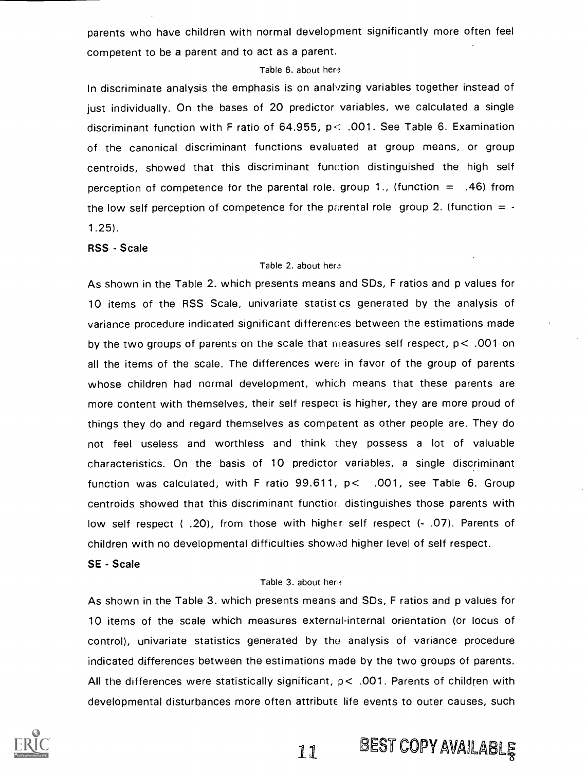parents who have children with normal development significantly more often feel competent to be a parent and to act as a parent.

Table 6. about here

In discriminate analysis the emphasis is on analyzing variables together instead of just individually. On the bases of 20 predictor variables, we calculated a single discriminant function with F ratio of 64.955, $p < .001$. See Table 6. Examination of the canonical discriminant functions evaluated at group means, or group centroids, showed that this discriminant function distinguished the high self perception of competence for the parental role. group 1., (function = .46) from the low self perception of competence for the parental role group 2. (function = - 1.25).

**RSS - Scale**

Table 2. about here

As shown in the Table 2. which presents means and SDs, F ratios and p values for 10 items of the RSS Scale, univariate statistics generated by the analysis of variance procedure indicated significant differences between the estimations made by the two groups of parents on the scale that measures self respect, $p < .001$ on all the items of the scale. The differences were in favor of the group of parents whose children had normal development, which means that these parents are more content with themselves, their self respect is higher, they are more proud of things they do and regard themselves as competent as other people are. They do not feel useless and worthless and think they possess a lot of valuable characteristics. On the basis of 10 predictor variables, a single discriminant function was calculated, with F ratio 99.611, $p < .001$, see Table 6. Group centroids showed that this discriminant function distinguishes those parents with low self respect ( .20), from those with higher self respect (- .07). Parents of children with no developmental difficulties showed higher level of self respect.

**SE - Scale**

Table 3. about here

As shown in the Table 3. which presents means and SDs, F ratios and p values for 10 items of the scale which measures external-internal orientation (or locus of control), univariate statistics generated by the analysis of variance procedure indicated differences between the estimations made by the two groups of parents. All the differences were statistically significant, $p < .001$. Parents of children with developmental disturbances more often attribute life events to outer causes, such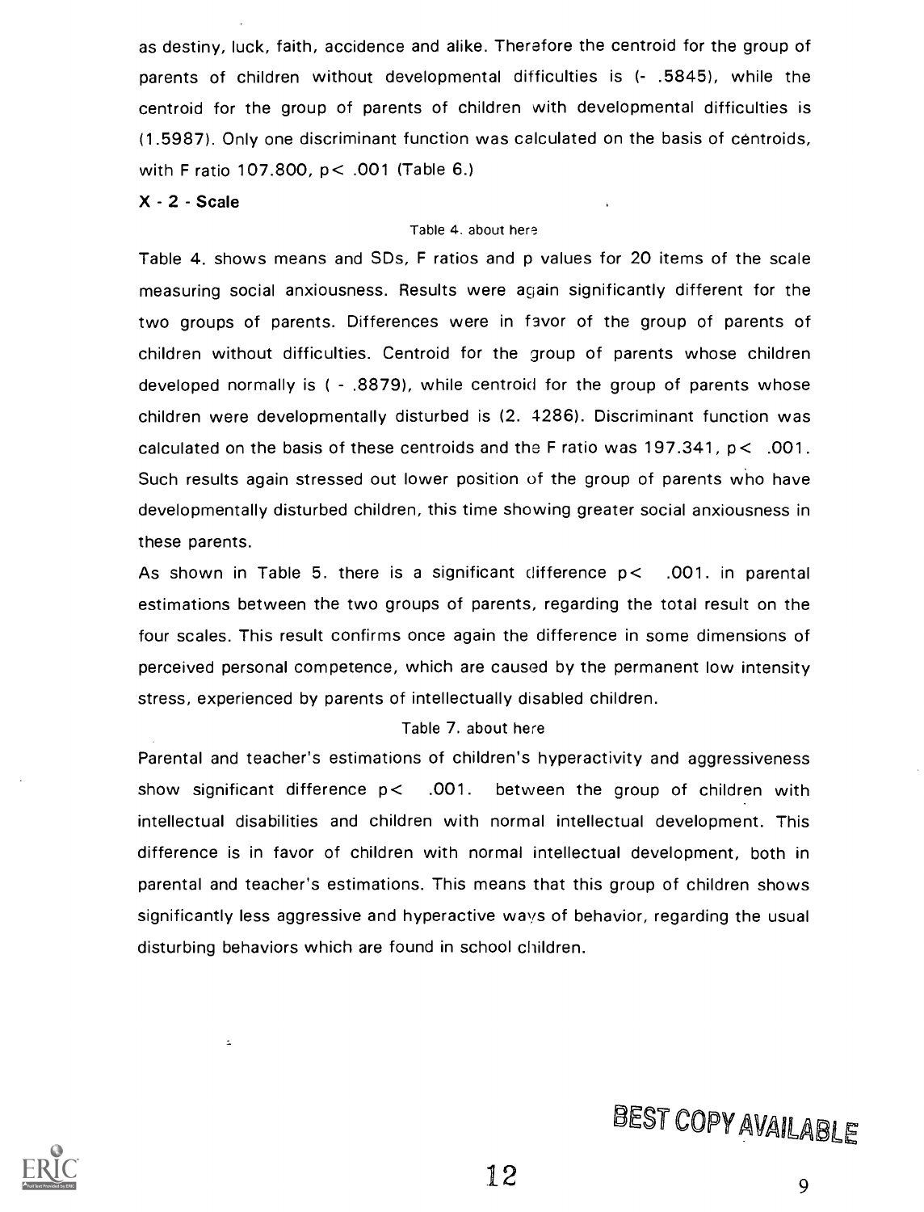as destiny, luck, faith, accidence and alike. Therefore the centroid for the group of parents of children without developmental difficulties is (- .5845), while the centroid for the group of parents of children with developmental difficulties is (1.5987). Only one discriminant function was calculated on the basis of centroids, with F ratio 107.800, $p < .001$ (Table 6.)

**X - 2 - Scale**

Table 4. about here

Table 4. shows means and SDs, F ratios and p values for 20 items of the scale measuring social anxiousness. Results were again significantly different for the two groups of parents. Differences were in favor of the group of parents of children without difficulties. Centroid for the group of parents whose children developed normally is ( - .8879), while centroid for the group of parents whose children were developmentally disturbed is (2. 4286). Discriminant function was calculated on the basis of these centroids and the F ratio was 197.341, $p < .001$. Such results again stressed out lower position of the group of parents who have developmentally disturbed children, this time showing greater social anxiousness in these parents.

As shown in Table 5. there is a significant difference $p < .001$. in parental estimations between the two groups of parents, regarding the total result on the four scales. This result confirms once again the difference in some dimensions of perceived personal competence, which are caused by the permanent low intensity stress, experienced by parents of intellectually disabled children.

Table 7. about here

Parental and teacher's estimations of children's hyperactivity and aggressiveness show significant difference $p < .001$. between the group of children with intellectual disabilities and children with normal intellectual development. This difference is in favor of children with normal intellectual development, both in parental and teacher's estimations. This means that this group of children shows significantly less aggressive and hyperactive ways of behavior, regarding the usual disturbing behaviors which are found in school children.

BEST COPY AVAILABLE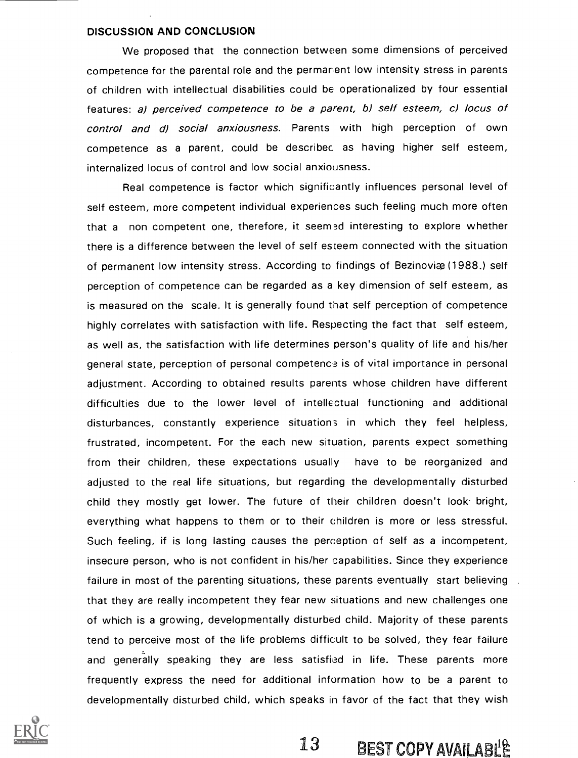## DISCUSSION AND CONCLUSION

We proposed that the connection between some dimensions of perceived competence for the parental role and the permanent low intensity stress in parents of children with intellectual disabilities could be operationalized by four essential features: *a) perceived competence to be a parent, b) self esteem, c) locus of control and d) social anxiousness.* Parents with high perception of own competence as a parent, could be described as having higher self esteem, internalized locus of control and low social anxiousness.

Real competence is factor which significantly influences personal level of self esteem, more competent individual experiences such feeling much more often that a non competent one, therefore, it seemed interesting to explore whether there is a difference between the level of self esteem connected with the situation of permanent low intensity stress. According to findings of Bezinoviæ (1988.) self perception of competence can be regarded as a key dimension of self esteem, as is measured on the scale. It is generally found that self perception of competence highly correlates with satisfaction with life. Respecting the fact that self esteem, as well as, the satisfaction with life determines person's quality of life and his/her general state, perception of personal competence is of vital importance in personal adjustment. According to obtained results parents whose children have different difficulties due to the lower level of intellectual functioning and additional disturbances, constantly experience situations in which they feel helpless, frustrated, incompetent. For the each new situation, parents expect something from their children, these expectations usually have to be reorganized and adjusted to the real life situations, but regarding the developmentally disturbed child they mostly get lower. The future of their children doesn't look bright, everything what happens to them or to their children is more or less stressful. Such feeling, if is long lasting causes the perception of self as a incompetent, insecure person, who is not confident in his/her capabilities. Since they experience failure in most of the parenting situations, these parents eventually start believing that they are really incompetent they fear new situations and new challenges one of which is a growing, developmentally disturbed child. Majority of these parents tend to perceive most of the life problems difficult to be solved, they fear failure and generally speaking they are less satisfied in life. These parents more frequently express the need for additional information how to be a parent to developmentally disturbed child, which speaks in favor of the fact that they wish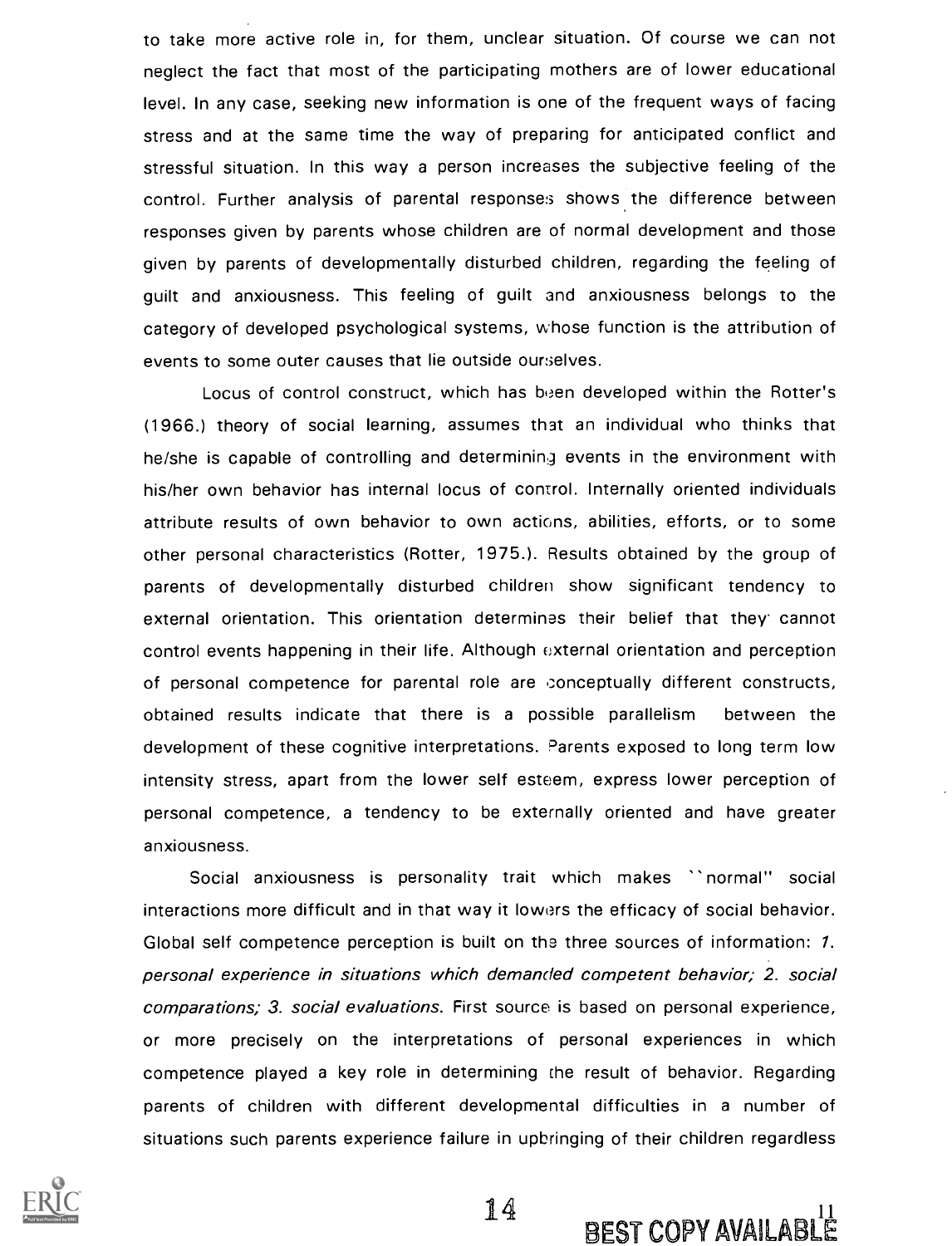to take more active role in, for them, unclear situation. Of course we can not neglect the fact that most of the participating mothers are of lower educational level. In any case, seeking new information is one of the frequent ways of facing stress and at the same time the way of preparing for anticipated conflict and stressful situation. In this way a person increases the subjective feeling of the control. Further analysis of parental responses shows the difference between responses given by parents whose children are of normal development and those given by parents of developmentally disturbed children, regarding the feeling of guilt and anxiousness. This feeling of guilt and anxiousness belongs to the category of developed psychological systems, whose function is the attribution of events to some outer causes that lie outside ourselves.

Locus of control construct, which has been developed within the Rotter's (1966.) theory of social learning, assumes that an individual who thinks that he/she is capable of controlling and determining events in the environment with his/her own behavior has internal locus of control. Internally oriented individuals attribute results of own behavior to own actions, abilities, efforts, or to some other personal characteristics (Rotter, 1975.). Results obtained by the group of parents of developmentally disturbed children show significant tendency to external orientation. This orientation determines their belief that they cannot control events happening in their life. Although external orientation and perception of personal competence for parental role are conceptually different constructs, obtained results indicate that there is a possible parallelism between the development of these cognitive interpretations. Parents exposed to long term low intensity stress, apart from the lower self esteem, express lower perception of personal competence, a tendency to be externally oriented and have greater anxiousness.

Social anxiousness is personality trait which makes ``normal" social interactions more difficult and in that way it lowers the efficacy of social behavior. Global self competence perception is built on the three sources of information: *1. personal experience in situations which demanded competent behavior; 2. social comparations; 3. social evaluations.* First source is based on personal experience, or more precisely on the interpretations of personal experiences in which competence played a key role in determining the result of behavior. Regarding parents of children with different developmental difficulties in a number of situations such parents experience failure in upbringing of their children regardless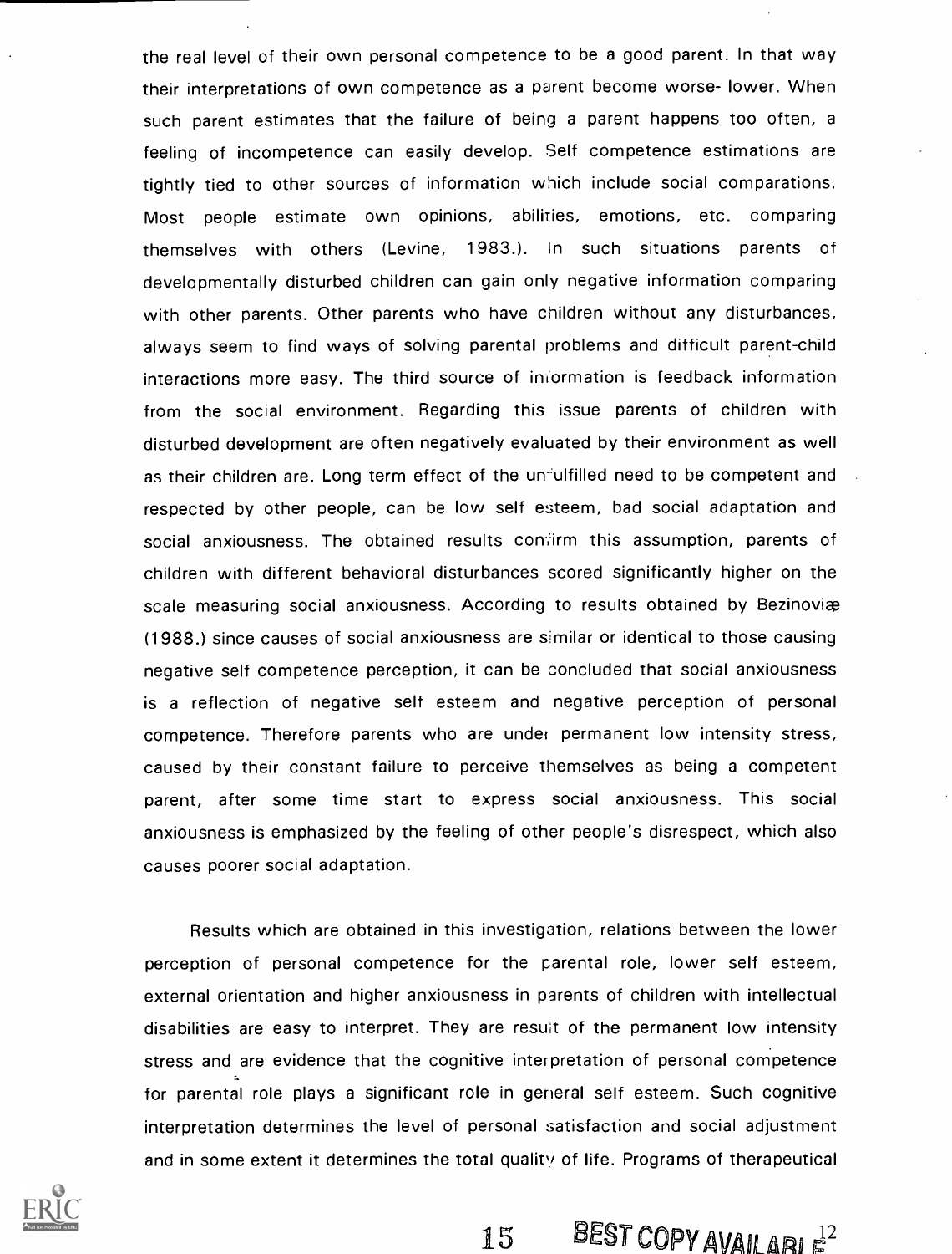the real level of their own personal competence to be a good parent. In that way their interpretations of own competence as a parent become worse- lower. When such parent estimates that the failure of being a parent happens too often, a feeling of incompetence can easily develop. Self competence estimations are tightly tied to other sources of information which include social comparations. Most people estimate own opinions, abilities, emotions, etc. comparing themselves with others (Levine, 1983.). In such situations parents of developmentally disturbed children can gain only negative information comparing with other parents. Other parents who have children without any disturbances, always seem to find ways of solving parental problems and difficult parent-child interactions more easy. The third source of information is feedback information from the social environment. Regarding this issue parents of children with disturbed development are often negatively evaluated by their environment as well as their children are. Long term effect of the unfulfilled need to be competent and respected by other people, can be low self esteem, bad social adaptation and social anxiousness. The obtained results confirm this assumption, parents of children with different behavioral disturbances scored significantly higher on the scale measuring social anxiousness. According to results obtained by Bezinoviæ (1988.) since causes of social anxiousness are similar or identical to those causing negative self competence perception, it can be concluded that social anxiousness is a reflection of negative self esteem and negative perception of personal competence. Therefore parents who are under permanent low intensity stress, caused by their constant failure to perceive themselves as being a competent parent, after some time start to express social anxiousness. This social anxiousness is emphasized by the feeling of other people's disrespect, which also causes poorer social adaptation.

Results which are obtained in this investigation, relations between the lower perception of personal competence for the parental role, lower self esteem, external orientation and higher anxiousness in parents of children with intellectual disabilities are easy to interpret. They are result of the permanent low intensity stress and are evidence that the cognitive interpretation of personal competence for parental role plays a significant role in general self esteem. Such cognitive interpretation determines the level of personal satisfaction and social adjustment and in some extent it determines the total quality of life. Programs of therapeutical

BEST COPY AVAILABLE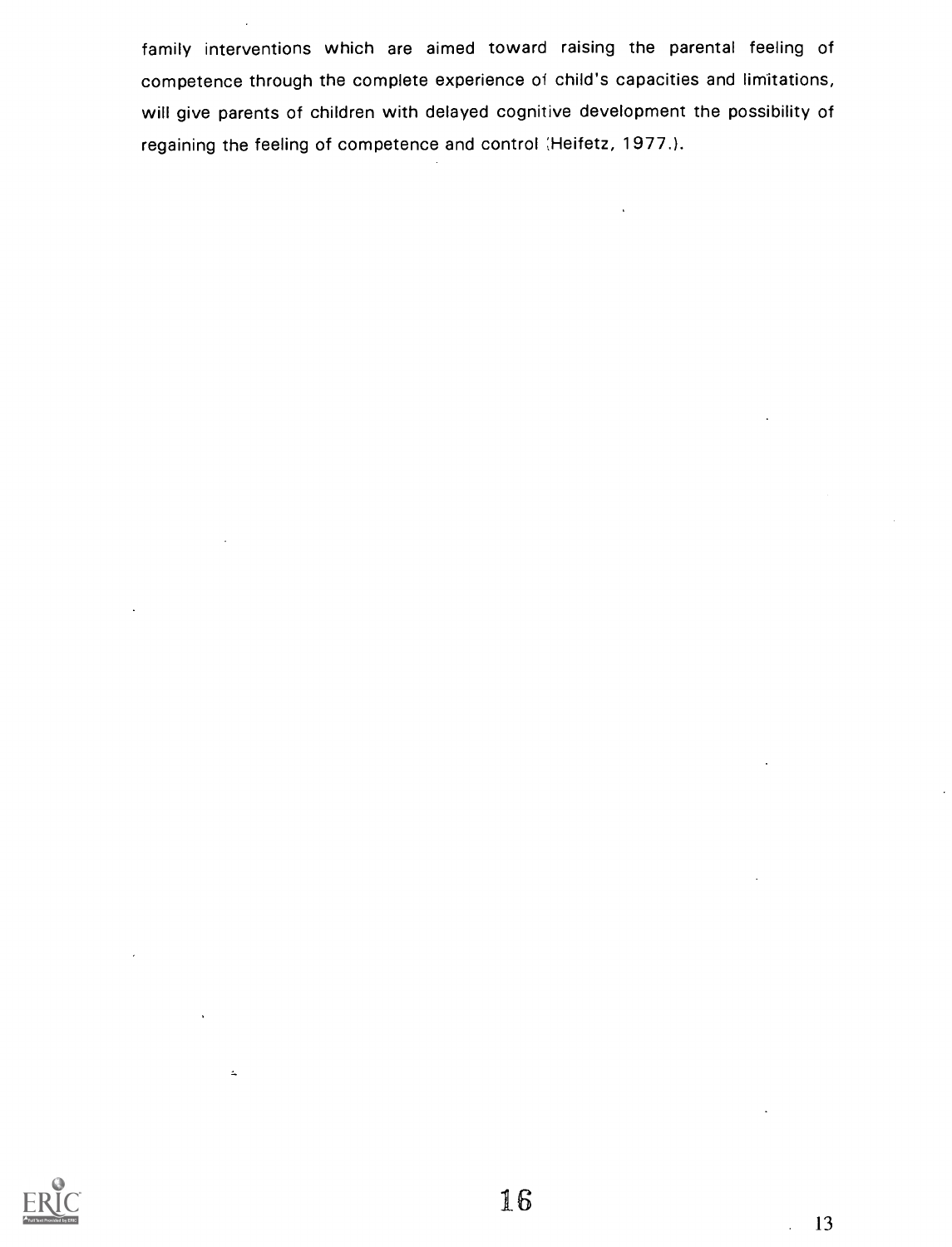family interventions which are aimed toward raising the parental feeling of competence through the complete experience of child's capacities and limitations, will give parents of children with delayed cognitive development the possibility of regaining the feeling of competence and control (Heifetz, 1977.).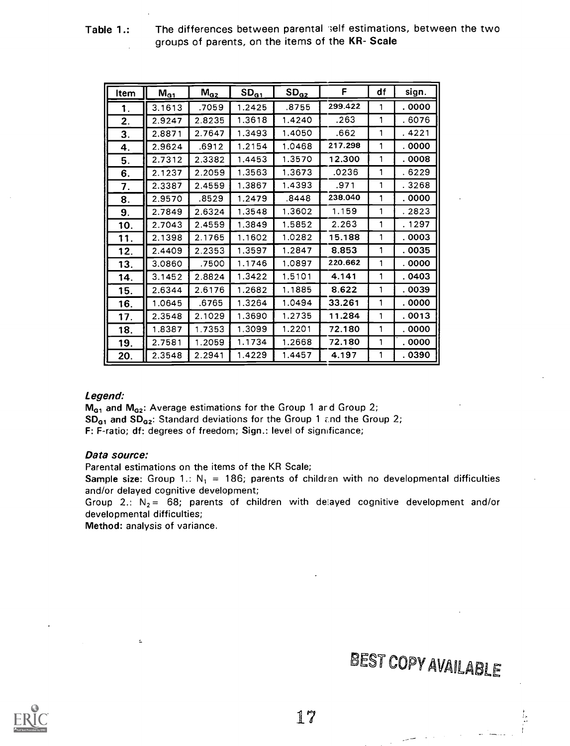**Table 1.:** The differences between parental self estimations, between the two groups of parents, on the items of the **KR- Scale**

| Item | $M_{G1}$ | $M_{G2}$ | $SD_{G1}$ | $SD_{G2}$ | F | df | sign. |
|---|---|---|---|---|---|---|---|
| 1. | 3.1613 | .7059 | 1.2425 | .8755 | 299.422 | 1 | .0000 |
| 2. | 2.9247 | 2.8235 | 1.3618 | 1.4240 | .263 | 1 | .6076 |
| 3. | 2.8871 | 2.7647 | 1.3493 | 1.4050 | .662 | 1 | .4221 |
| 4. | 2.9624 | .6912 | 1.2154 | 1.0468 | 217.298 | 1 | .0000 |
| 5. | 2.7312 | 2.3382 | 1.4453 | 1.3570 | 12.300 | 1 | .0008 |
| 6. | 2.1237 | 2.2059 | 1.3563 | 1.3673 | .0236 | 1 | .6229 |
| 7. | 2.3387 | 2.4559 | 1.3867 | 1.4393 | .971 | 1 | .3268 |
| 8. | 2.9570 | .8529 | 1.2479 | .8448 | 238.040 | 1 | .0000 |
| 9. | 2.7849 | 2.6324 | 1.3548 | 1.3602 | 1.159 | 1 | .2823 |
| 10. | 2.7043 | 2.4559 | 1.3849 | 1.5852 | 2.263 | 1 | .1297 |
| 11. | 2.1398 | 2.1765 | 1.1602 | 1.0282 | 15.188 | 1 | .0003 |
| 12. | 2.4409 | 2.2353 | 1.3597 | 1.2847 | 8.853 | 1 | .0035 |
| 13. | 3.0860 | .7500 | 1.1746 | 1.0897 | 220.662 | 1 | .0000 |
| 14. | 3.1452 | 2.8824 | 1.3422 | 1.5101 | 4.141 | 1 | .0403 |
| 15. | 2.6344 | 2.6176 | 1.2682 | 1.1885 | 8.622 | 1 | .0039 |
| 16. | 1.0645 | .6765 | 1.3264 | 1.0494 | 33.261 | 1 | .0000 |
| 17. | 2.3548 | 2.1029 | 1.3690 | 1.2735 | 11.284 | 1 | .0013 |
| 18. | 1.8387 | 1.7353 | 1.3099 | 1.2201 | 72.180 | 1 | .0000 |
| 19. | 2.7581 | 1.2059 | 1.1734 | 1.2668 | 72.180 | 1 | .0000 |
| 20. | 2.3548 | 2.2941 | 1.4229 | 1.4457 | 4.197 | 1 | .0390 |

***Legend:***

**$M_{G1}$ and $M_{G2}$**: Average estimations for the Group 1 and Group 2;
**$SD_{G1}$ and $SD_{G2}$**: Standard deviations for the Group 1 and the Group 2;
**F**: F-ratio; **df**: degrees of freedom; **Sign.**: level of significance;

***Data source:***

Parental estimations on the items of the KR Scale;
**Sample size**: Group 1.: $N_1$ = 186; parents of children with no developmental difficulties and/or delayed cognitive development;
Group 2.: $N_2$ = 68; parents of children with delayed cognitive development and/or developmental difficulties;
**Method**: analysis of variance.

BEST COPY AVAILABLE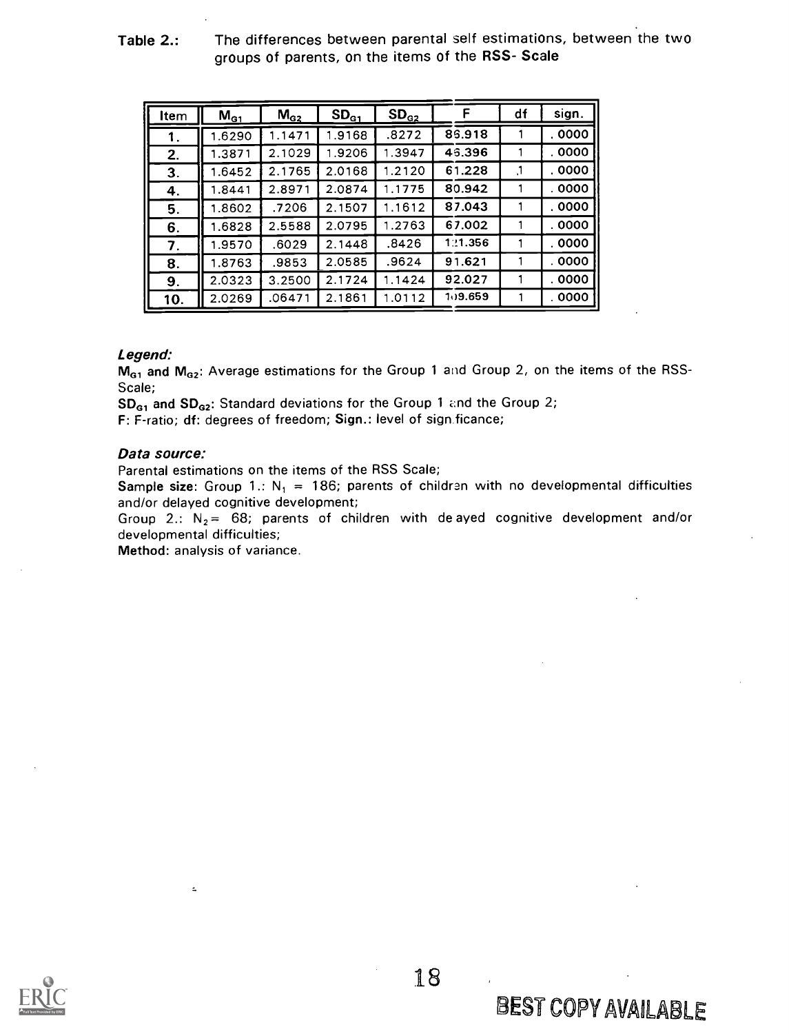**Table 2.:** The differences between parental self estimations, between the two groups of parents, on the items of the **RSS- Scale**

| Item | $M_{G1}$ | $M_{G2}$ | $SD_{G1}$ | $SD_{G2}$ | F | df | sign. |
|---|---|---|---|---|---|---|---|
| 1. | 1.6290 | 1.1471 | 1.9168 | .8272 | 86.918 | 1 | .0000 |
| 2. | 1.3871 | 2.1029 | 1.9206 | 1.3947 | 46.396 | 1 | .0000 |
| 3. | 1.6452 | 2.1765 | 2.0168 | 1.2120 | 61.228 | 1 | .0000 |
| 4. | 1.8441 | 2.8971 | 2.0874 | 1.1775 | 80.942 | 1 | .0000 |
| 5. | 1.8602 | .7206 | 2.1507 | 1.1612 | 87.043 | 1 | .0000 |
| 6. | 1.6828 | 2.5588 | 2.0795 | 1.2763 | 67.002 | 1 | .0000 |
| 7. | 1.9570 | .6029 | 2.1448 | .8426 | 121.356 | 1 | .0000 |
| 8. | 1.8763 | .9853 | 2.0585 | .9624 | 91.621 | 1 | .0000 |
| 9. | 2.0323 | 3.2500 | 2.1724 | 1.1424 | 92.027 | 1 | .0000 |
| 10. | 2.0269 | .06471 | 2.1861 | 1.0112 | 109.659 | 1 | .0000 |

***Legend:***

**$M_{G1}$ and $M_{G2}$**: Average estimations for the Group 1 and Group 2, on the items of the RSS-Scale;

**$SD_{G1}$ and $SD_{G2}$**: Standard deviations for the Group 1 and the Group 2;

**F**: F-ratio; **df**: degrees of freedom; **Sign.**: level of significance;

***Data source:***

Parental estimations on the items of the RSS Scale;

**Sample size**: Group 1.: $N_1$ = 186; parents of children with no developmental difficulties and/or delayed cognitive development;

Group 2.: $N_2$ = 68; parents of children with delayed cognitive development and/or developmental difficulties;

**Method**: analysis of variance.

BEST COPY AVAILABLE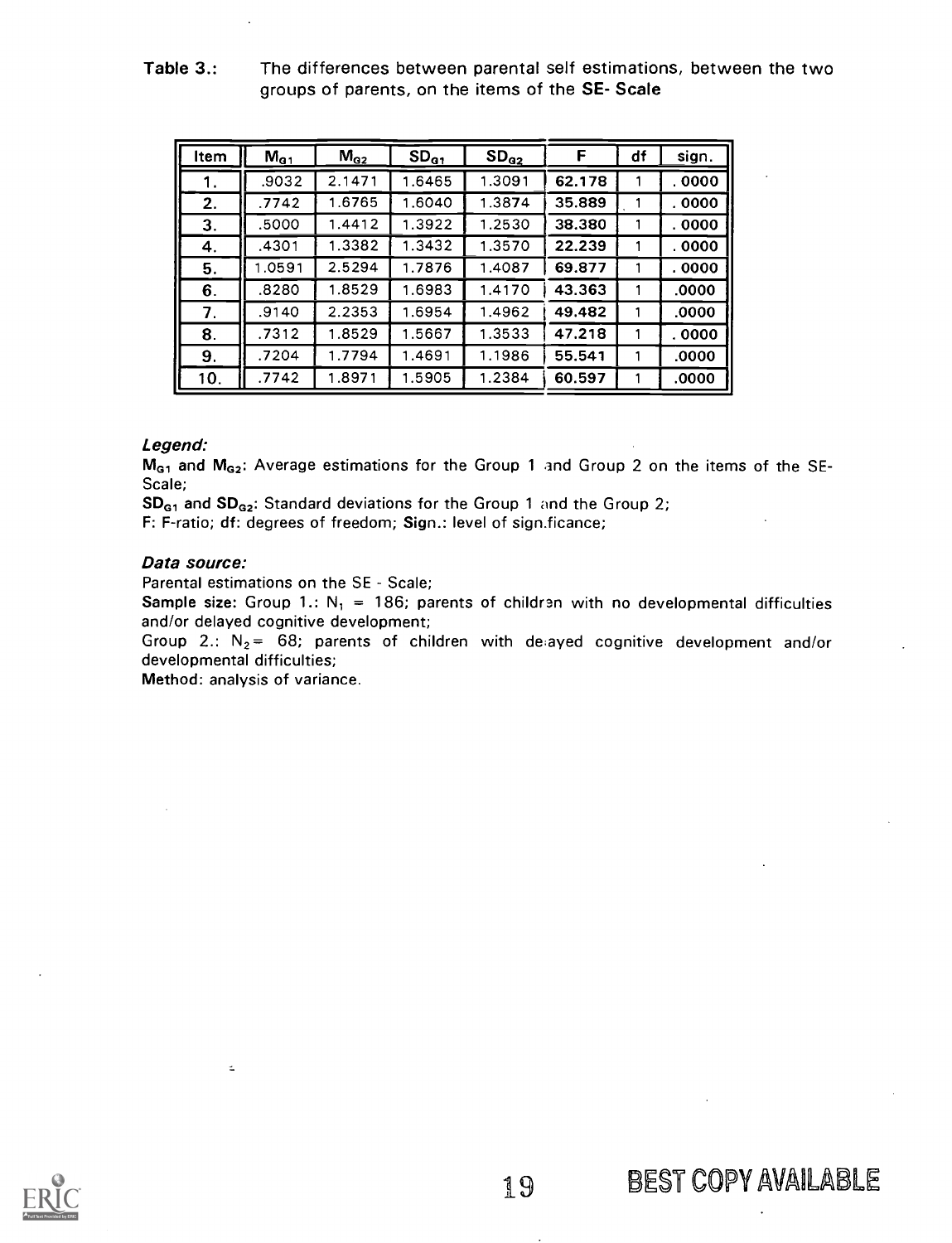**Table 3.:** The differences between parental self estimations, between the two groups of parents, on the items of the **SE- Scale**

| Item | $M_{G1}$ | $M_{G2}$ | $SD_{G1}$ | $SD_{G2}$ | F | df | sign. |
|---|---|---|---|---|---|---|---|
| 1. | .9032 | 2.1471 | 1.6465 | 1.3091 | 62.178 | 1 | .0000 |
| 2. | .7742 | 1.6765 | 1.6040 | 1.3874 | 35.889 | 1 | .0000 |
| 3. | .5000 | 1.4412 | 1.3922 | 1.2530 | 38.380 | 1 | .0000 |
| 4. | .4301 | 1.3382 | 1.3432 | 1.3570 | 22.239 | 1 | .0000 |
| 5. | 1.0591 | 2.5294 | 1.7876 | 1.4087 | 69.877 | 1 | .0000 |
| 6. | .8280 | 1.8529 | 1.6983 | 1.4170 | 43.363 | 1 | .0000 |
| 7. | .9140 | 2.2353 | 1.6954 | 1.4962 | 49.482 | 1 | .0000 |
| 8. | .7312 | 1.8529 | 1.5667 | 1.3533 | 47.218 | 1 | .0000 |
| 9. | .7204 | 1.7794 | 1.4691 | 1.1986 | 55.541 | 1 | .0000 |
| 10. | .7742 | 1.8971 | 1.5905 | 1.2384 | 60.597 | 1 | .0000 |

***Legend:***

**$M_{G1}$** and **$M_{G2}$**: Average estimations for the Group 1 and Group 2 on the items of the SE-Scale;

**$SD_{G1}$** and **$SD_{G2}$**: Standard deviations for the Group 1 and the Group 2;

**F**: F-ratio; **df**: degrees of freedom; **Sign.**: level of significance;

***Data source:***

Parental estimations on the SE - Scale;

**Sample size:** Group 1.: $N_1$ = 186; parents of children with no developmental difficulties and/or delayed cognitive development;

Group 2.: $N_2$ = 68; parents of children with delayed cognitive development and/or developmental difficulties;

**Method**: analysis of variance.

BEST COPY AVAILABLE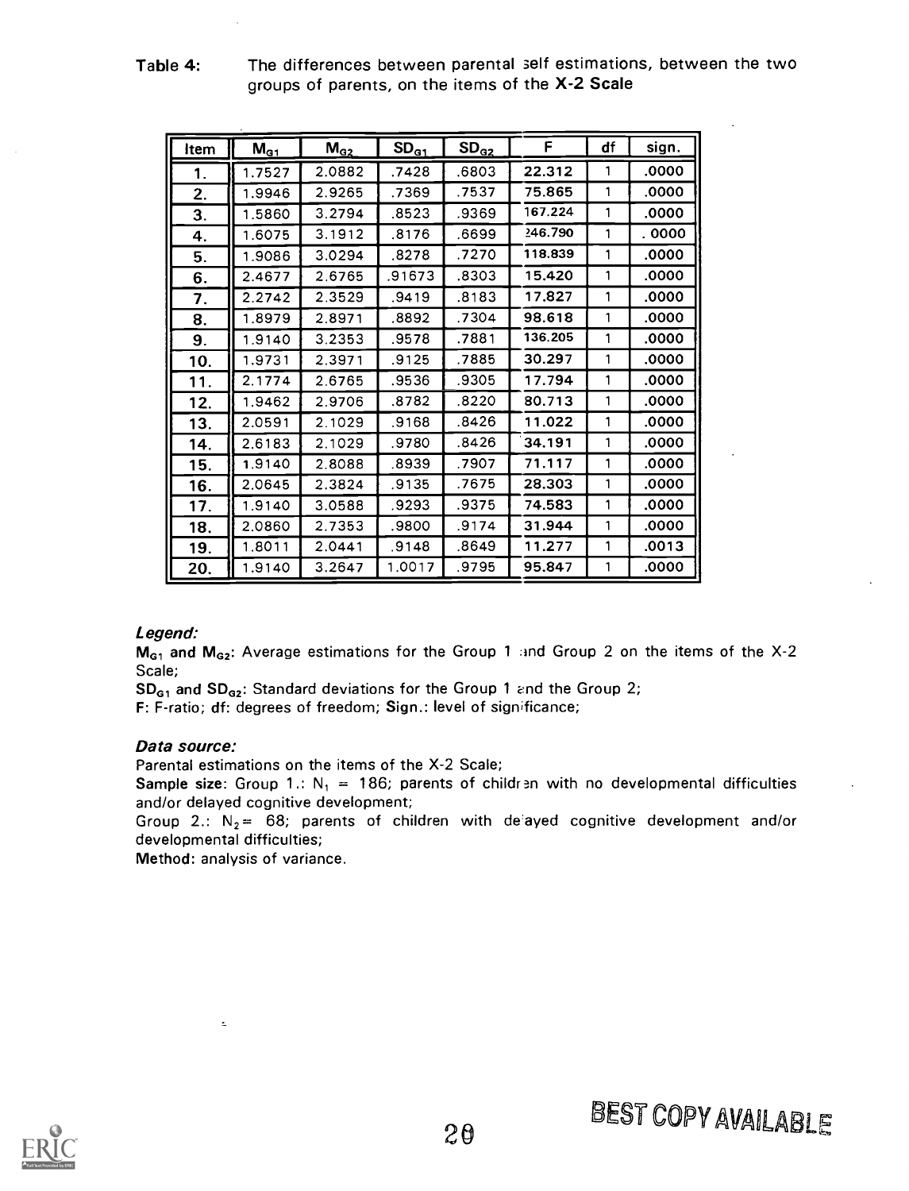**Table 4:** The differences between parental self estimations, between the two groups of parents, on the items of the **X-2 Scale**

| Item | $M_{G1}$ | $M_{G2}$ | $SD_{G1}$ | $SD_{G2}$ | F | df | sign. |
|---|---|---|---|---|---|---|---|
| 1. | 1.7527 | 2.0882 | .7428 | .6803 | 22.312 | 1 | .0000 |
| 2. | 1.9946 | 2.9265 | .7369 | .7537 | 75.865 | 1 | .0000 |
| 3. | 1.5860 | 3.2794 | .8523 | .9369 | 167.224 | 1 | .0000 |
| 4. | 1.6075 | 3.1912 | .8176 | .6699 | 246.790 | 1 | .0000 |
| 5. | 1.9086 | 3.0294 | .8278 | .7270 | 118.839 | 1 | .0000 |
| 6. | 2.4677 | 2.6765 | .91673 | .8303 | 15.420 | 1 | .0000 |
| 7. | 2.2742 | 2.3529 | .9419 | .8183 | 17.827 | 1 | .0000 |
| 8. | 1.8979 | 2.8971 | .8892 | .7304 | 98.618 | 1 | .0000 |
| 9. | 1.9140 | 3.2353 | .9578 | .7881 | 136.205 | 1 | .0000 |
| 10. | 1.9731 | 2.3971 | .9125 | .7885 | 30.297 | 1 | .0000 |
| 11. | 2.1774 | 2.6765 | .9536 | .9305 | 17.794 | 1 | .0000 |
| 12. | 1.9462 | 2.9706 | .8782 | .8220 | 80.713 | 1 | .0000 |
| 13. | 2.0591 | 2.1029 | .9168 | .8426 | 11.022 | 1 | .0000 |
| 14. | 2.6183 | 2.1029 | .9780 | .8426 | 34.191 | 1 | .0000 |
| 15. | 1.9140 | 2.8088 | .8939 | .7907 | 71.117 | 1 | .0000 |
| 16. | 2.0645 | 2.3824 | .9135 | .7675 | 28.303 | 1 | .0000 |
| 17. | 1.9140 | 3.0588 | .9293 | .9375 | 74.583 | 1 | .0000 |
| 18. | 2.0860 | 2.7353 | .9800 | .9174 | 31.944 | 1 | .0000 |
| 19. | 1.8011 | 2.0441 | .9148 | .8649 | 11.277 | 1 | .0013 |
| 20. | 1.9140 | 3.2647 | 1.0017 | .9795 | 95.847 | 1 | .0000 |

***Legend:***

**$M_{G1}$ and $M_{G2}$**: Average estimations for the Group 1 and Group 2 on the items of the X-2 Scale;

**$SD_{G1}$ and $SD_{G2}$**: Standard deviations for the Group 1 and the Group 2;

**F**: F-ratio; **df**: degrees of freedom; **Sign.**: level of significance;

***Data source:***

Parental estimations on the items of the X-2 Scale;

**Sample size**: Group 1.: $N_1 = 186$; parents of children with no developmental difficulties and/or delayed cognitive development;

Group 2.: $N_2 = 68$; parents of children with delayed cognitive development and/or developmental difficulties;

**Method**: analysis of variance.

BEST COPY AVAILABLE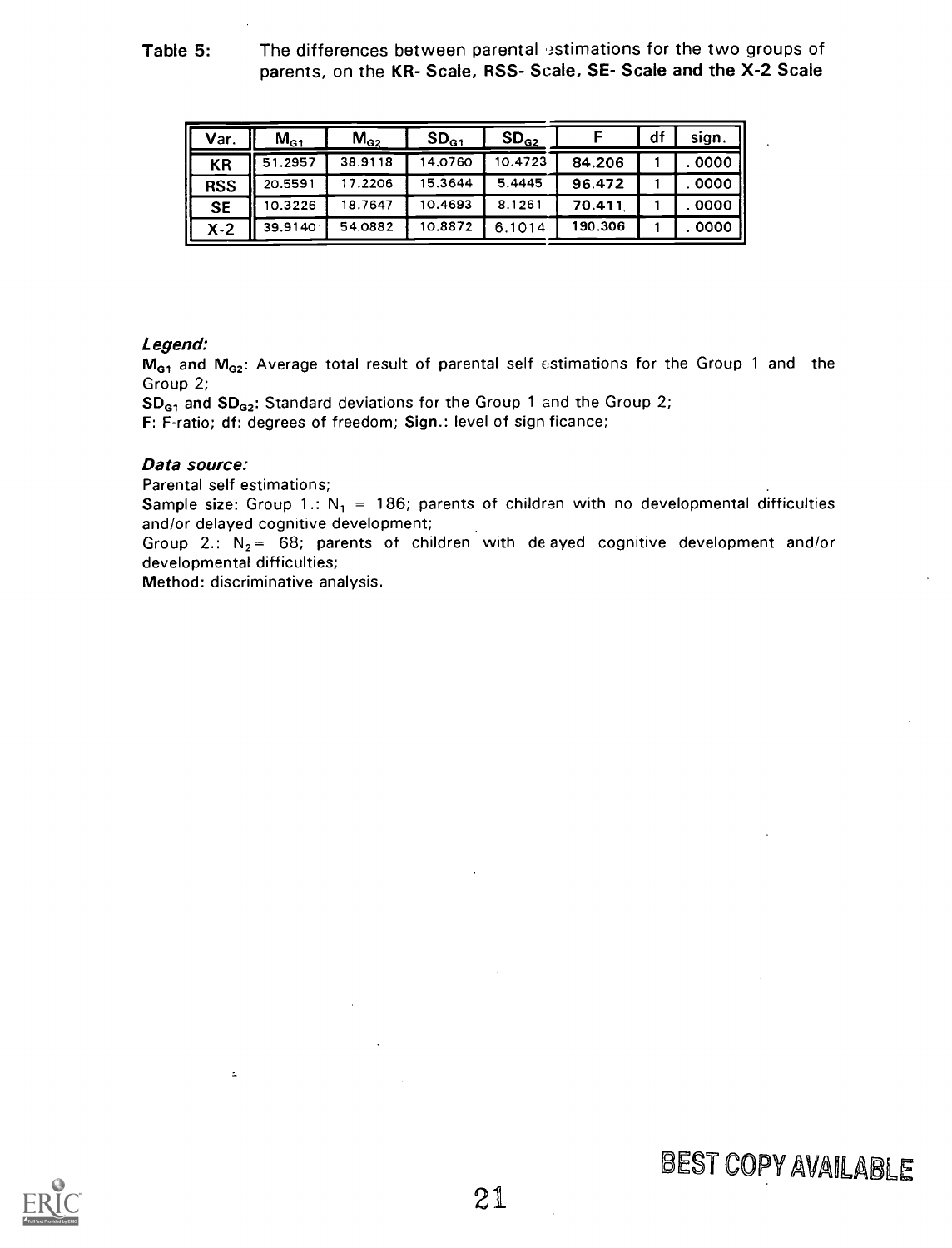**Table 5:** The differences between parental estimations for the two groups of parents, on the **KR- Scale, RSS- Scale, SE- Scale and the X-2 Scale**

| Var. | $M_{G1}$ | $M_{G2}$ | $SD_{G1}$ | $SD_{G2}$ | F | df | sign. |
|---|---|---|---|---|---|---|---|
| **KR** | 51.2957 | 38.9118 | 14.0760 | 10.4723 | **84.206** | 1 | **.0000** |
| **RSS** | 20.5591 | 17.2206 | 15.3644 | 5.4445 | **96.472** | 1 | **.0000** |
| **SE** | 10.3226 | 18.7647 | 10.4693 | 8.1261 | **70.411** | 1 | **.0000** |
| **X-2** | 39.9140 | 54.0882 | 10.8872 | 6.1014 | 190.306 | 1 | **.0000** |

***Legend:***

**$M_{G1}$ and $M_{G2}$**: Average total result of parental self estimations for the Group 1 and the Group 2;

**$SD_{G1}$ and $SD_{G2}$**: Standard deviations for the Group 1 and the Group 2;

**F**: F-ratio; **df**: degrees of freedom; **Sign.**: level of significance;

***Data source:***

Parental self estimations;

**Sample size**: Group 1.: $N_1$ = 186; parents of children with no developmental difficulties and/or delayed cognitive development;

Group 2.: $N_2$ = 68; parents of children with delayed cognitive development and/or developmental difficulties;

**Method**: discriminative analysis.

BEST COPY AVAILABLE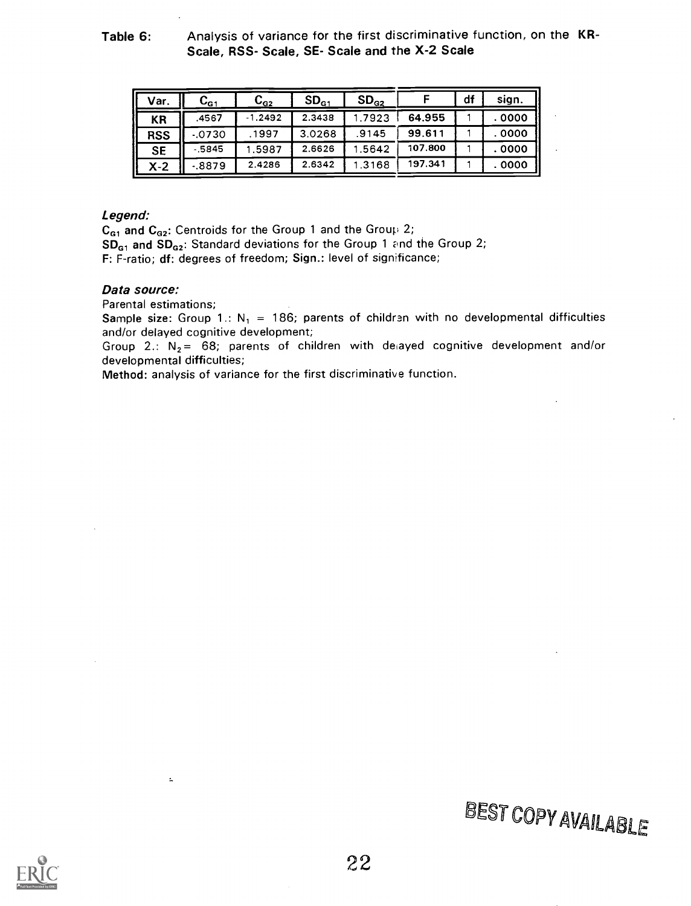**Table 6:** Analysis of variance for the first discriminative function, on the **KR-Scale, RSS- Scale, SE- Scale and the X-2 Scale**

| Var. | $C_{G1}$ | $C_{G2}$ | $SD_{G1}$ | $SD_{G2}$ | F | df | sign. |
|---|---|---|---|---|---|---|---|
| KR | .4567 | -1.2492 | 2.3438 | 1.7923 | 64.955 | 1 | .0000 |
| RSS | -.0730 | .1997 | 3.0268 | .9145 | 99.611 | 1 | .0000 |
| SE | -.5845 | 1.5987 | 2.6626 | 1.5642 | 107.800 | 1 | .0000 |
| X-2 | -.8879 | 2.4286 | 2.6342 | 1.3168 | 197.341 | 1 | .0000 |

***Legend:***

**$C_{G1}$ and $C_{G2}$**: Centroids for the Group 1 and the Group 2;
**$SD_{G1}$ and $SD_{G2}$**: Standard deviations for the Group 1 and the Group 2;
**F**: F-ratio; **df**: degrees of freedom; **Sign.**: level of significance;

***Data source:***

Parental estimations;
**Sample size**: Group 1.: $N_1$ = 186; parents of children with no developmental difficulties and/or delayed cognitive development;
Group 2.: $N_2$ = 68; parents of children with delayed cognitive development and/or developmental difficulties;
**Method**: analysis of variance for the first discriminative function.

BEST COPY AVAILABLE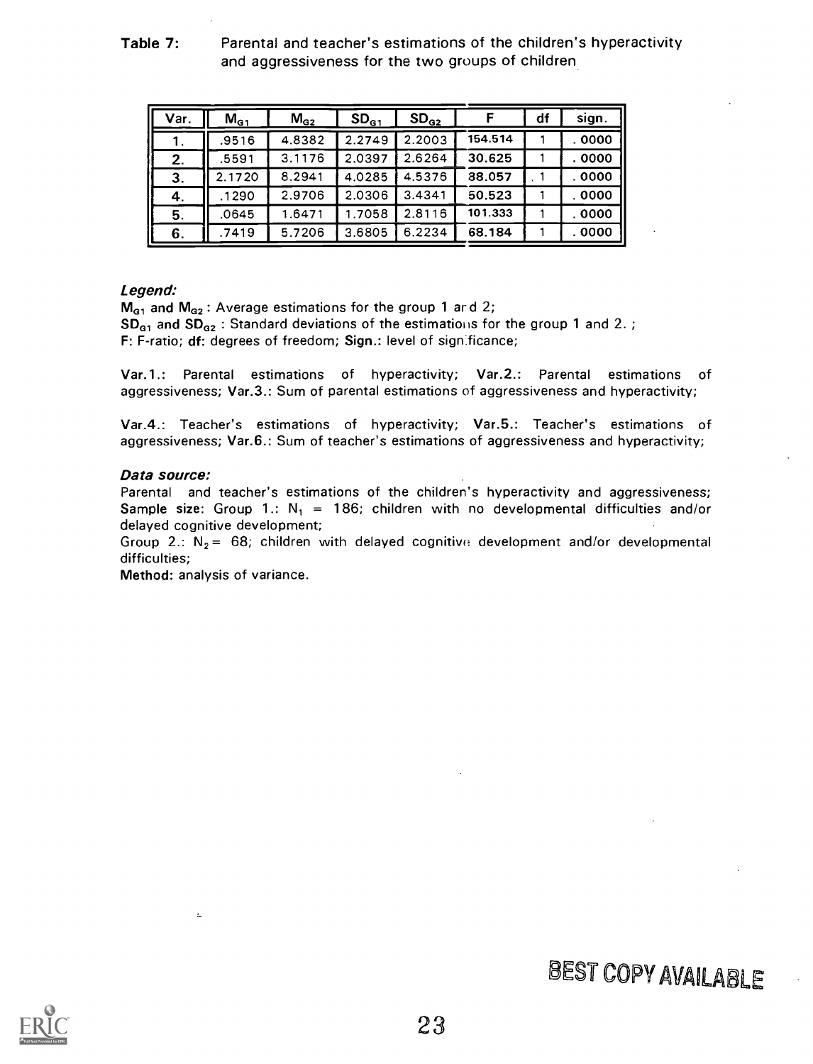**Table 7:** Parental and teacher's estimations of the children's hyperactivity and aggressiveness for the two groups of children

| Var. | $M_{G1}$ | $M_{G2}$ | $SD_{G1}$ | $SD_{G2}$ | F | df | sign. |
|---|---|---|---|---|---|---|---|
| 1. | .9516 | 4.8382 | 2.2749 | 2.2003 | 154.514 | 1 | .0000 |
| 2. | .5591 | 3.1176 | 2.0397 | 2.6264 | 30.625 | 1 | .0000 |
| 3. | 2.1720 | 8.2941 | 4.0285 | 4.5376 | 88.057 | 1 | .0000 |
| 4. | .1290 | 2.9706 | 2.0306 | 3.4341 | 50.523 | 1 | .0000 |
| 5. | .0645 | 1.6471 | 1.7058 | 2.8116 | 101.333 | 1 | .0000 |
| 6. | .7419 | 5.7206 | 3.6805 | 6.2234 | 68.184 | 1 | .0000 |

***Legend:***

**$M_{G1}$ and $M_{G2}$** : Average estimations for the group 1 and 2;
**$SD_{G1}$ and $SD_{G2}$** : Standard deviations of the estimations for the group 1 and 2. ;
**F**: F-ratio; **df**: degrees of freedom; **Sign.**: level of significance;

**Var.1.**: Parental estimations of hyperactivity; **Var.2.**: Parental estimations of aggressiveness; **Var.3.**: Sum of parental estimations of aggressiveness and hyperactivity;

**Var.4.**: Teacher's estimations of hyperactivity; **Var.5.**: Teacher's estimations of aggressiveness; **Var.6.**: Sum of teacher's estimations of aggressiveness and hyperactivity;

***Data source:***

Parental and teacher's estimations of the children's hyperactivity and aggressiveness;
**Sample size**: Group 1.: $N_1$ = 186; children with no developmental difficulties and/or delayed cognitive development;
Group 2.: $N_2$ = 68; children with delayed cognitive development and/or developmental difficulties;
**Method**: analysis of variance.

BEST COPY AVAILABLE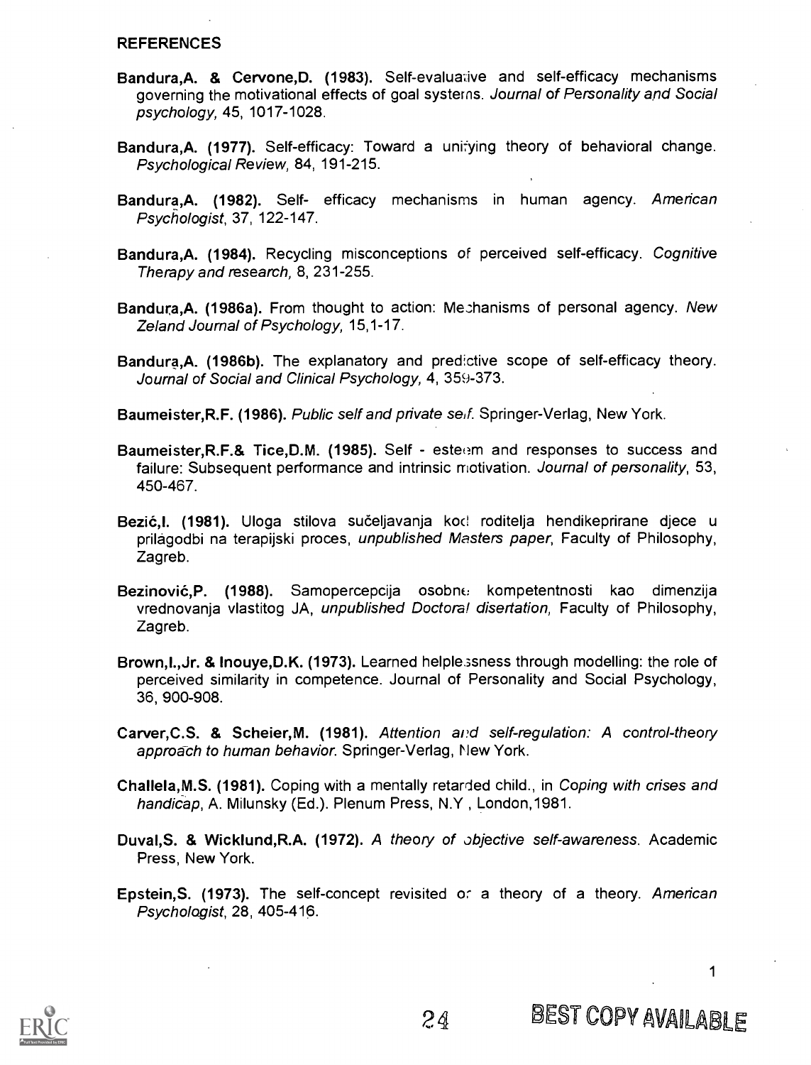REFERENCES

**Bandura,A. & Cervone,D. (1983).** Self-evaluative and self-efficacy mechanisms governing the motivational effects of goal systems. *Journal of Personality and Social psychology,* 45, 1017-1028.

**Bandura,A. (1977).** Self-efficacy: Toward a unifying theory of behavioral change. *Psychological Review,* 84, 191-215.

**Bandura,A. (1982).** Self- efficacy mechanisms in human agency. *American Psychologist*, 37, 122-147.

**Bandura,A. (1984).** Recycling misconceptions of perceived self-efficacy. *Cognitive Therapy and research,* 8, 231-255.

**Bandura,A. (1986a).** From thought to action: Mechanisms of personal agency. *New Zeland Journal of Psychology,* 15,1-17.

**Bandura,A. (1986b).** The explanatory and predictive scope of self-efficacy theory. *Journal of Social and Clinical Psychology,* 4, 359-373.

**Baumeister,R.F. (1986).** *Public self and private self.* Springer-Verlag, New York.

**Baumeister,R.F.& Tice,D.M. (1985).** Self - esteem and responses to success and failure: Subsequent performance and intrinsic motivation. *Journal of personality*, 53, 450-467.

**Bezić,I. (1981).** Uloga stilova sučeljavanja kod roditelja hendikeprirane djece u prilagodbi na terapijski proces, *unpublished Masters paper*, Faculty of Philosophy, Zagreb.

**Bezinović,P. (1988).** Samopercepcija osobne kompetentnosti kao dimenzija vrednovanja vlastitog JA, *unpublished Doctoral disertation,* Faculty of Philosophy, Zagreb.

**Brown,I.,Jr. & Inouye,D.K. (1973).** Learned helplessness through modelling: the role of perceived similarity in competence. Journal of Personality and Social Psychology, 36, 900-908.

**Carver,C.S. & Scheier,M. (1981).** *Attention and self-regulation: A control-theory approach to human behavior.* Springer-Verlag, New York.

**Challela,M.S. (1981).** Coping with a mentally retarded child., in *Coping with crises and handicap*, A. Milunsky (Ed.). Plenum Press, N.Y , London,1981.

**Duval,S. & Wicklund,R.A. (1972).** *A theory of objective self-awareness.* Academic Press, New York.

**Epstein,S. (1973).** The self-concept revisited or a theory of a theory. *American Psychologist*, 28, 405-416.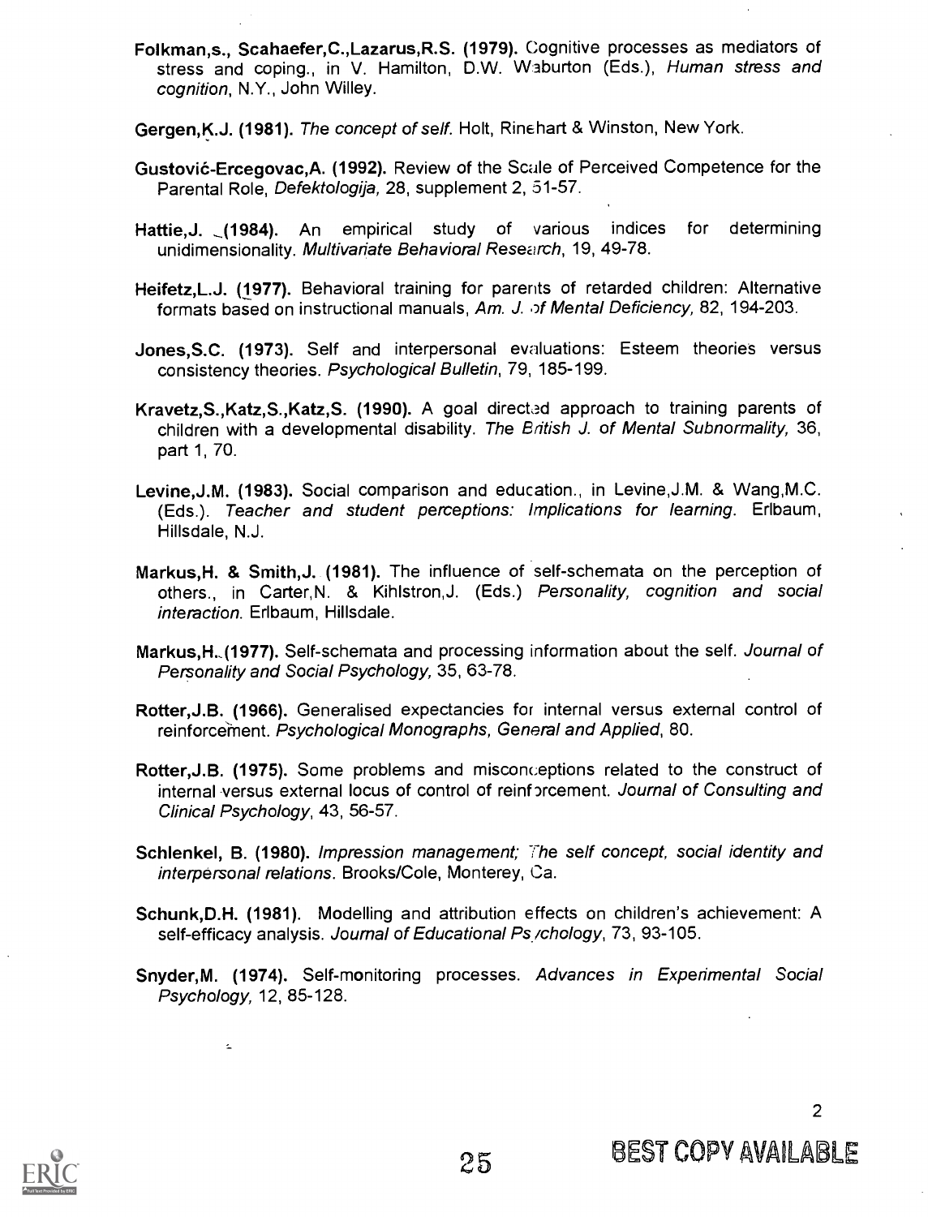**Folkman,s., Scahaefer,C.,Lazarus,R.S. (1979).** Cognitive processes as mediators of stress and coping., in V. Hamilton, D.W. Waburton (Eds.), *Human stress and cognition*, N.Y., John Willey.

**Gergen,K.J. (1981).** *The concept of self.* Holt, Rinehart & Winston, New York.

**Gustović-Ercegovac,A. (1992).** Review of the Scale of Perceived Competence for the Parental Role, *Defektologija,* 28, supplement 2, 51-57.

**Hattie,J. (1984).** An empirical study of various indices for determining unidimensionality. *Multivariate Behavioral Research*, 19, 49-78.

**Heifetz,L.J. (1977).** Behavioral training for parents of retarded children: Alternative formats based on instructional manuals, *Am. J. of Mental Deficiency,* 82, 194-203.

**Jones,S.C. (1973).** Self and interpersonal evaluations: Esteem theories versus consistency theories. *Psychological Bulletin*, 79, 185-199.

**Kravetz,S.,Katz,S.,Katz,S. (1990).** A goal directed approach to training parents of children with a developmental disability. *The British J. of Mental Subnormality,* 36, part 1, 70.

**Levine,J.M. (1983).** Social comparison and education., in Levine,J.M. & Wang,M.C. (Eds.). *Teacher and student perceptions: Implications for learning*. Erlbaum, Hillsdale, N.J.

**Markus,H. & Smith,J. (1981).** The influence of self-schemata on the perception of others., in Carter,N. & Kihlstron,J. (Eds.) *Personality, cognition and social interaction.* Erlbaum, Hillsdale.

**Markus,H. (1977).** Self-schemata and processing information about the self. *Journal of Personality and Social Psychology,* 35, 63-78.

**Rotter,J.B. (1966).** Generalised expectancies for internal versus external control of reinforcement. *Psychological Monographs, General and Applied*, 80.

**Rotter,J.B. (1975).** Some problems and misconceptions related to the construct of internal versus external locus of control of reinforcement. *Journal of Consulting and Clinical Psychology*, 43, 56-57.

**Schlenkel, B. (1980).** *Impression management; The self concept, social identity and interpersonal relations*. Brooks/Cole, Monterey, Ca.

**Schunk,D.H. (1981).** Modelling and attribution effects on children's achievement: A self-efficacy analysis. *Journal of Educational Psychology*, 73, 93-105.

**Snyder,M. (1974).** Self-monitoring processes. *Advances in Experimental Social Psychology,* 12, 85-128.

BEST COPY AVAILABLE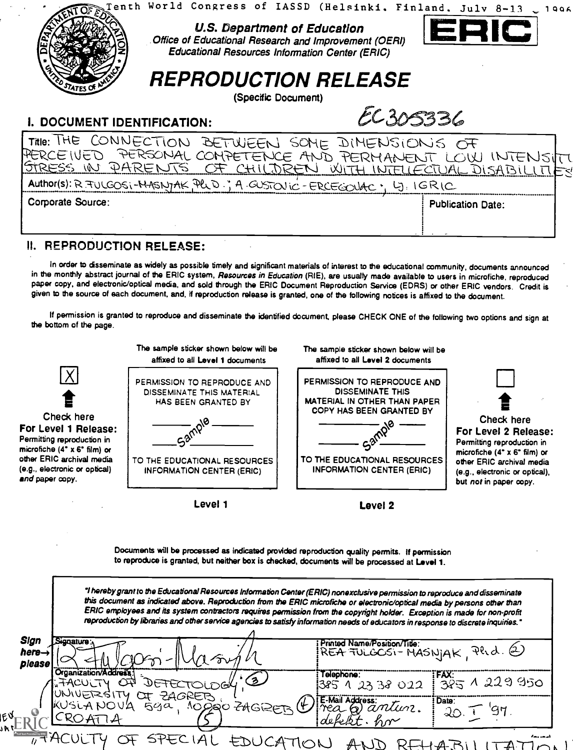Tenth World Congress of IASSD (Helsinki, Finland, July 8-13, 1996

**U.S. Department of Education**
*Office of Educational Research and Improvement (OERI)*
*Educational Resources Information Center (ERIC)*

ERIC

# REPRODUCTION RELEASE

(Specific Document)

## I. DOCUMENT IDENTIFICATION:

EC305336

Title: THE CONNECTION BETWEEN SOME DIMENSIONS OF PERCEIVED PERSONAL COMPETENCE AND PERMANENT LOW INTENSITY STRESS IN PARENTS OF CHILDREN WITH INTELLECTUAL DISABILITIES

Author(s): R. FULGOSI-MASNJAK, Ph.D.; A. GUSTOVIĆ-ERCEGOVAC; G. IGRIC

Corporate Source:

Publication Date:

## II. REPRODUCTION RELEASE:

In order to disseminate as widely as possible timely and significant materials of interest to the educational community, documents announced in the monthly abstract journal of the ERIC system, *Resources in Education* (RIE), are usually made available to users in microfiche, reproduced paper copy, and electronic/optical media, and sold through the ERIC Document Reproduction Service (EDRS) or other ERIC vendors. Credit is given to the source of each document, and, if reproduction release is granted, one of the following notices is affixed to the document.

If permission is granted to reproduce and disseminate the identified document, please CHECK ONE of the following two options and sign at the bottom of the page.

[X] Check here **For Level 1 Release:** Permitting reproduction in microfiche (4" x 6" film) or other ERIC archival media (e.g., electronic or optical) *and* paper copy.

The sample sticker shown below will be affixed to all **Level 1** documents

PERMISSION TO REPRODUCE AND DISSEMINATE THIS MATERIAL HAS BEEN GRANTED BY

Sample

TO THE EDUCATIONAL RESOURCES INFORMATION CENTER (ERIC)

**Level 1**

The sample sticker shown below will be affixed to all **Level 2** documents

PERMISSION TO REPRODUCE AND DISSEMINATE THIS MATERIAL IN OTHER THAN PAPER COPY HAS BEEN GRANTED BY

Sample

TO THE EDUCATIONAL RESOURCES INFORMATION CENTER (ERIC)

**Level 2**

[ ] Check here **For Level 2 Release:** Permitting reproduction in microfiche (4" x 6" film) or other ERIC archival media (e.g., electronic or optical), but *not* in paper copy.

Documents will be processed as indicated provided reproduction quality permits. If permission to reproduce is granted, but neither box is checked, documents will be processed at **Level 1**.

*"I hereby grant to the Educational Resources Information Center (ERIC) nonexclusive permission to reproduce and disseminate this document as indicated above. Reproduction from the ERIC microfiche or electronic/optical media by persons other than ERIC employees and its system contractors requires permission from the copyright holder. Exception is made for non-profit reproduction by libraries and other service agencies to satisfy information needs of educators in response to discrete inquiries."*

**Sign here→ please**

| | | |
|---|---|---|
| Signature: R. Fulgosi-Masnjak | Printed Name/Position/Title: REA FULGOSI-MASNJAK, Ph.d. (2) | |
| Organization/Address: FACULTY OF DEFECTOLOGY, (3) UNIVERSITY OF ZAGREB, KUSLANOVA 59a, 10000 ZAGREB (4) CROATIA (5) | Telephone: 385 1 23 38 022 | FAX: 385 1 229 950 |
| | E-Mail Address: rea@antun.defekt.hr | Date: 20. I '97. |

(1) FACULTY OF SPECIAL EDUCATION AND REHABILITATION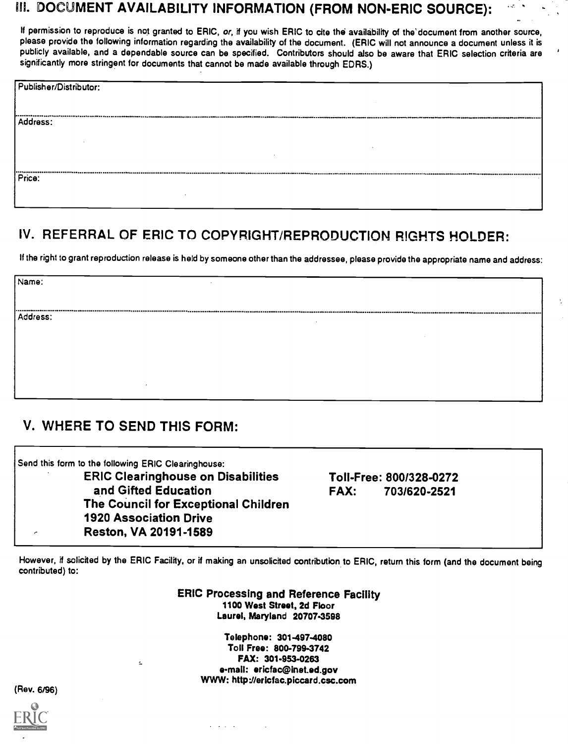## III. DOCUMENT AVAILABILITY INFORMATION (FROM NON-ERIC SOURCE):

If permission to reproduce is not granted to ERIC, *or,* if you wish ERIC to cite the availability of the document from another source, please provide the following information regarding the availability of the document. (ERIC will not announce a document unless it is publicly available, and a dependable source can be specified. Contributors should also be aware that ERIC selection criteria are significantly more stringent for documents that cannot be made available through EDRS.)

Publisher/Distributor:

Address:

Price:

## IV. REFERRAL OF ERIC TO COPYRIGHT/REPRODUCTION RIGHTS HOLDER:

If the right to grant reproduction release is held by someone other than the addressee, please provide the appropriate name and address:

Name:

Address:

## V. WHERE TO SEND THIS FORM:

Send this form to the following ERIC Clearinghouse:

**ERIC Clearinghouse on Disabilities and Gifted Education**
**The Council for Exceptional Children**
**1920 Association Drive**
**Reston, VA 20191-1589**

**Toll-Free: 800/328-0272**
**FAX: 703/620-2521**

However, if solicited by the ERIC Facility, or if making an unsolicited contribution to ERIC, return this form (and the document being contributed) to:

**ERIC Processing and Reference Facility**
**1100 West Street, 2d Floor**
**Laurel, Maryland 20707-3598**

**Telephone: 301-497-4080**
**Toll Free: 800-799-3742**
**FAX: 301-953-0263**
**e-mail: ericfac@inet.ed.gov**
**WWW: http://ericfac.piccard.csc.com**

(Rev. 6/96)